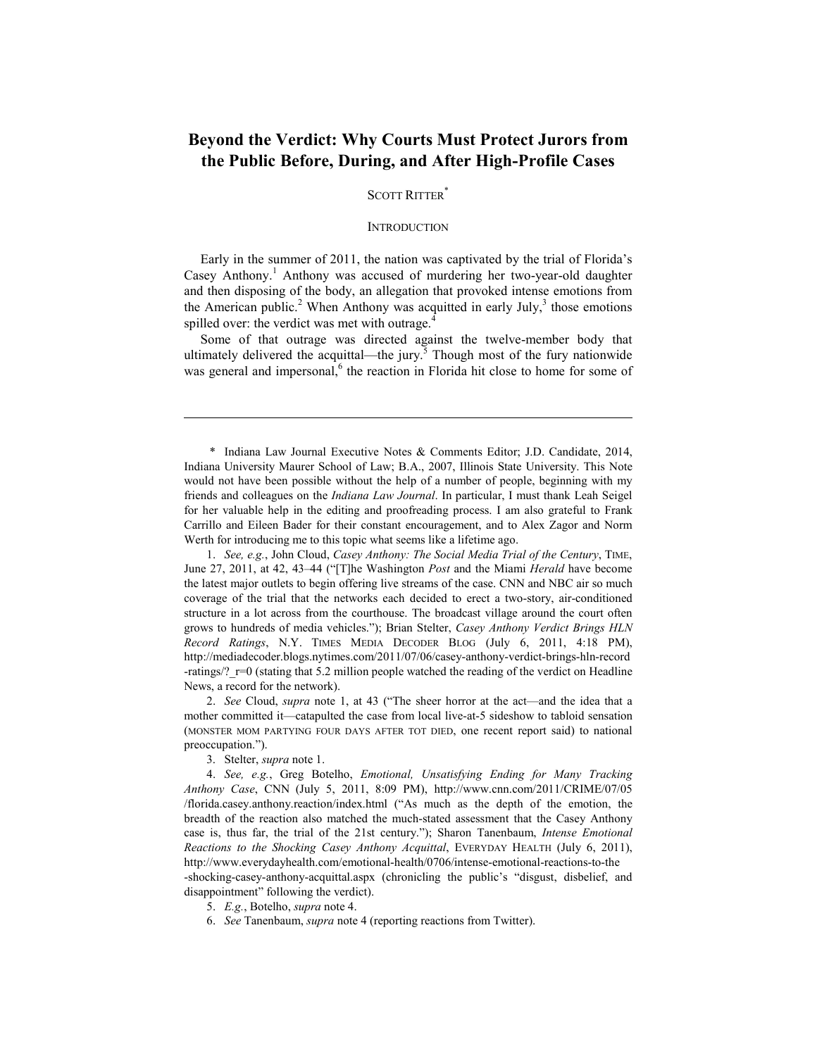# Beyond the Verdict: Why Courts Must Protect Jurors from the Public Before, During, and After High-Profile Cases

SCOTT RITTER*

## INTRODUCTION

Early in the summer of 2011, the nation was captivated by the trial of Florida's Casey Anthony.[1] Anthony was accused of murdering her two-year-old daughter and then disposing of the body, an allegation that provoked intense emotions from the American public.[2] When Anthony was acquitted in early July,[3] those emotions spilled over: the verdict was met with outrage.[4]

Some of that outrage was directed against the twelve-member body that ultimately delivered the acquittal—the jury.[5] Though most of the fury nationwide was general and impersonal,[6] the reaction in Florida hit close to home for some of

---

\* Indiana Law Journal Executive Notes & Comments Editor; J.D. Candidate, 2014, Indiana University Maurer School of Law; B.A., 2007, Illinois State University. This Note would not have been possible without the help of a number of people, beginning with my friends and colleagues on the *Indiana Law Journal*. In particular, I must thank Leah Seigel for her valuable help in the editing and proofreading process. I am also grateful to Frank Carrillo and Eileen Bader for their constant encouragement, and to Alex Zagor and Norm Werth for introducing me to this topic what seems like a lifetime ago.

1. *See, e.g.*, John Cloud, *Casey Anthony: The Social Media Trial of the Century*, TIME, June 27, 2011, at 42, 43–44 ("[T]he Washington *Post* and the Miami *Herald* have become the latest major outlets to begin offering live streams of the case. CNN and NBC air so much coverage of the trial that the networks each decided to erect a two-story, air-conditioned structure in a lot across from the courthouse. The broadcast village around the court often grows to hundreds of media vehicles."); Brian Stelter, *Casey Anthony Verdict Brings HLN Record Ratings*, N.Y. TIMES MEDIA DECODER BLOG (July 6, 2011, 4:18 PM), http://mediadecoder.blogs.nytimes.com/2011/07/06/casey-anthony-verdict-brings-hln-record-ratings/?_r=0 (stating that 5.2 million people watched the reading of the verdict on Headline News, a record for the network).

2. *See* Cloud, *supra* note 1, at 43 ("The sheer horror at the act—and the idea that a mother committed it—catapulted the case from local live-at-5 sideshow to tabloid sensation (MONSTER MOM PARTYING FOUR DAYS AFTER TOT DIED, one recent report said) to national preoccupation.").

3. Stelter, *supra* note 1.

4. *See, e.g.*, Greg Botelho, *Emotional, Unsatisfying Ending for Many Tracking Anthony Case*, CNN (July 5, 2011, 8:09 PM), http://www.cnn.com/2011/CRIME/07/05/florida.casey.anthony.reaction/index.html ("As much as the depth of the emotion, the breadth of the reaction also matched the much-stated assessment that the Casey Anthony case is, thus far, the trial of the 21st century."); Sharon Tanenbaum, *Intense Emotional Reactions to the Shocking Casey Anthony Acquittal*, EVERYDAY HEALTH (July 6, 2011), http://www.everydayhealth.com/emotional-health/0706/intense-emotional-reactions-to-the-shocking-casey-anthony-acquittal.aspx (chronicling the public's "disgust, disbelief, and disappointment" following the verdict).

5. *E.g.*, Botelho, *supra* note 4.

6. *See* Tanenbaum, *supra* note 4 (reporting reactions from Twitter).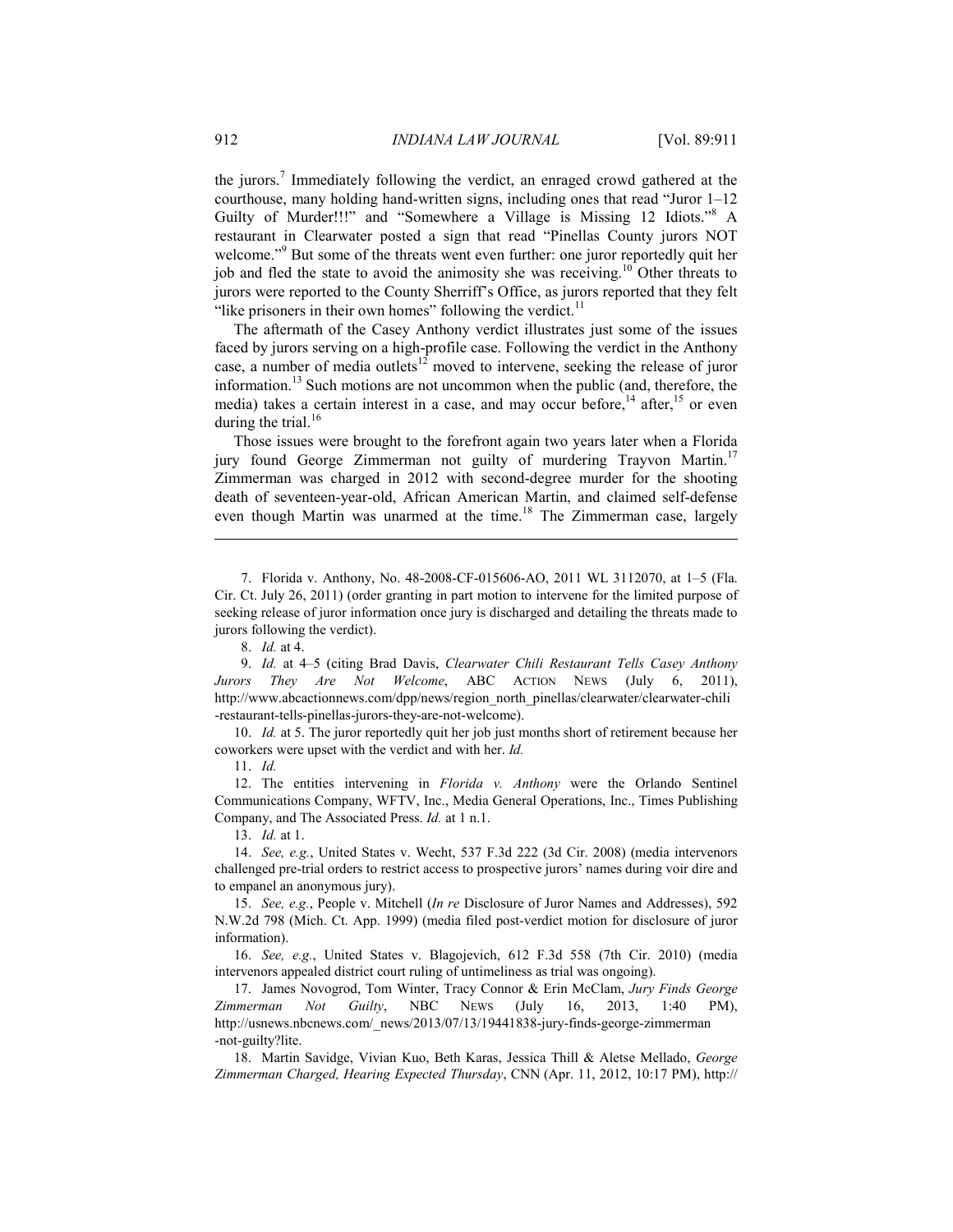the jurors.[7] Immediately following the verdict, an enraged crowd gathered at the courthouse, many holding hand-written signs, including ones that read "Juror 1–12 Guilty of Murder!!!" and "Somewhere a Village is Missing 12 Idiots."[8] A restaurant in Clearwater posted a sign that read "Pinellas County jurors NOT welcome."[9] But some of the threats went even further: one juror reportedly quit her job and fled the state to avoid the animosity she was receiving.[10] Other threats to jurors were reported to the County Sherriff's Office, as jurors reported that they felt "like prisoners in their own homes" following the verdict.[11]

The aftermath of the Casey Anthony verdict illustrates just some of the issues faced by jurors serving on a high-profile case. Following the verdict in the Anthony case, a number of media outlets[12] moved to intervene, seeking the release of juror information.[13] Such motions are not uncommon when the public (and, therefore, the media) takes a certain interest in a case, and may occur before,[14] after,[15] or even during the trial.[16]

Those issues were brought to the forefront again two years later when a Florida jury found George Zimmerman not guilty of murdering Trayvon Martin.[17] Zimmerman was charged in 2012 with second-degree murder for the shooting death of seventeen-year-old, African American Martin, and claimed self-defense even though Martin was unarmed at the time.[18] The Zimmerman case, largely

---

7. Florida v. Anthony, No. 48-2008-CF-015606-AO, 2011 WL 3112070, at 1–5 (Fla. Cir. Ct. July 26, 2011) (order granting in part motion to intervene for the limited purpose of seeking release of juror information once jury is discharged and detailing the threats made to jurors following the verdict).

8. *Id.* at 4.

9. *Id.* at 4–5 (citing Brad Davis, *Clearwater Chili Restaurant Tells Casey Anthony Jurors They Are Not Welcome*, ABC ACTION NEWS (July 6, 2011), http://www.abcactionnews.com/dpp/news/region_north_pinellas/clearwater/clearwater-chili-restaurant-tells-pinellas-jurors-they-are-not-welcome).

10. *Id.* at 5. The juror reportedly quit her job just months short of retirement because her coworkers were upset with the verdict and with her. *Id.*

11. *Id.*

12. The entities intervening in *Florida v. Anthony* were the Orlando Sentinel Communications Company, WFTV, Inc., Media General Operations, Inc., Times Publishing Company, and The Associated Press. *Id.* at 1 n.1.

13. *Id.* at 1.

14. *See, e.g.*, United States v. Wecht, 537 F.3d 222 (3d Cir. 2008) (media intervenors challenged pre-trial orders to restrict access to prospective jurors' names during voir dire and to empanel an anonymous jury).

15. *See, e.g.*, People v. Mitchell (*In re* Disclosure of Juror Names and Addresses), 592 N.W.2d 798 (Mich. Ct. App. 1999) (media filed post-verdict motion for disclosure of juror information).

16. *See, e.g.*, United States v. Blagojevich, 612 F.3d 558 (7th Cir. 2010) (media intervenors appealed district court ruling of untimeliness as trial was ongoing).

17. James Novogrod, Tom Winter, Tracy Connor & Erin McClam, *Jury Finds George Zimmerman Not Guilty*, NBC NEWS (July 16, 2013, 1:40 PM), http://usnews.nbcnews.com/_news/2013/07/13/19441838-jury-finds-george-zimmerman-not-guilty?lite.

18. Martin Savidge, Vivian Kuo, Beth Karas, Jessica Thill & Aletse Mellado, *George Zimmerman Charged, Hearing Expected Thursday*, CNN (Apr. 11, 2012, 10:17 PM), http://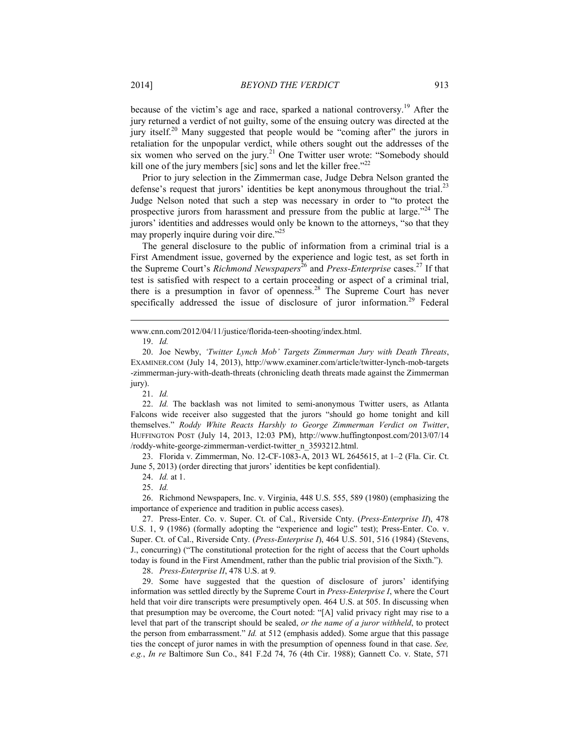because of the victim's age and race, sparked a national controversy.[19] After the jury returned a verdict of not guilty, some of the ensuing outcry was directed at the jury itself.[20] Many suggested that people would be "coming after" the jurors in retaliation for the unpopular verdict, while others sought out the addresses of the six women who served on the jury.[21] One Twitter user wrote: "Somebody should kill one of the jury members [sic] sons and let the killer free."[22]

Prior to jury selection in the Zimmerman case, Judge Debra Nelson granted the defense's request that jurors' identities be kept anonymous throughout the trial.[23] Judge Nelson noted that such a step was necessary in order to "to protect the prospective jurors from harassment and pressure from the public at large."[24] The jurors' identities and addresses would only be known to the attorneys, "so that they may properly inquire during voir dire."[25]

The general disclosure to the public of information from a criminal trial is a First Amendment issue, governed by the experience and logic test, as set forth in the Supreme Court's *Richmond Newspapers*[26] and *Press-Enterprise* cases.[27] If that test is satisfied with respect to a certain proceeding or aspect of a criminal trial, there is a presumption in favor of openness.[28] The Supreme Court has never specifically addressed the issue of disclosure of juror information.[29] Federal

---

www.cnn.com/2012/04/11/justice/florida-teen-shooting/index.html.

19. *Id.*

20. Joe Newby, *'Twitter Lynch Mob' Targets Zimmerman Jury with Death Threats*, EXAMINER.COM (July 14, 2013), http://www.examiner.com/article/twitter-lynch-mob-targets-zimmerman-jury-with-death-threats (chronicling death threats made against the Zimmerman jury).

21. *Id.*

22. *Id.* The backlash was not limited to semi-anonymous Twitter users, as Atlanta Falcons wide receiver also suggested that the jurors "should go home tonight and kill themselves." *Roddy White Reacts Harshly to George Zimmerman Verdict on Twitter*, HUFFINGTON POST (July 14, 2013, 12:03 PM), http://www.huffingtonpost.com/2013/07/14/roddy-white-george-zimmerman-verdict-twitter_n_3593212.html.

23. Florida v. Zimmerman, No. 12-CF-1083-A, 2013 WL 2645615, at 1–2 (Fla. Cir. Ct. June 5, 2013) (order directing that jurors' identities be kept confidential).

24. *Id.* at 1.

25. *Id.*

26. Richmond Newspapers, Inc. v. Virginia, 448 U.S. 555, 589 (1980) (emphasizing the importance of experience and tradition in public access cases).

27. Press-Enter. Co. v. Super. Ct. of Cal., Riverside Cnty. (*Press-Enterprise II*), 478 U.S. 1, 9 (1986) (formally adopting the "experience and logic" test); Press-Enter. Co. v. Super. Ct. of Cal., Riverside Cnty. (*Press-Enterprise I*), 464 U.S. 501, 516 (1984) (Stevens, J., concurring) ("The constitutional protection for the right of access that the Court upholds today is found in the First Amendment, rather than the public trial provision of the Sixth.").

28. *Press-Enterprise II*, 478 U.S. at 9.

29. Some have suggested that the question of disclosure of jurors' identifying information was settled directly by the Supreme Court in *Press-Enterprise I*, where the Court held that voir dire transcripts were presumptively open. 464 U.S. at 505. In discussing when that presumption may be overcome, the Court noted: "[A] valid privacy right may rise to a level that part of the transcript should be sealed, *or the name of a juror withheld*, to protect the person from embarrassment." *Id.* at 512 (emphasis added). Some argue that this passage ties the concept of juror names in with the presumption of openness found in that case. *See, e.g.*, *In re* Baltimore Sun Co., 841 F.2d 74, 76 (4th Cir. 1988); Gannett Co. v. State, 571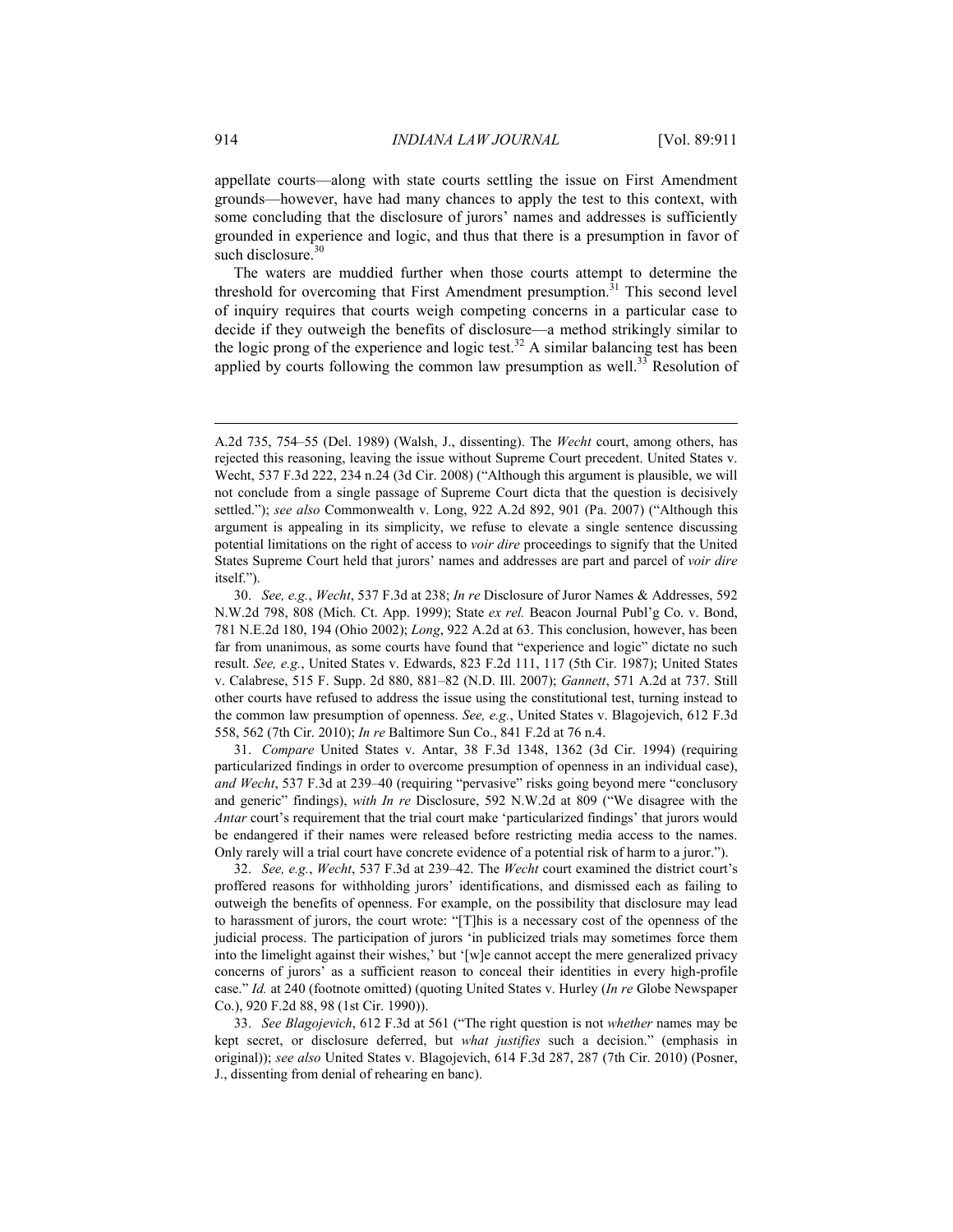appellate courts—along with state courts settling the issue on First Amendment grounds—however, have had many chances to apply the test to this context, with some concluding that the disclosure of jurors' names and addresses is sufficiently grounded in experience and logic, and thus that there is a presumption in favor of such disclosure.[30]

The waters are muddied further when those courts attempt to determine the threshold for overcoming that First Amendment presumption.[31] This second level of inquiry requires that courts weigh competing concerns in a particular case to decide if they outweigh the benefits of disclosure—a method strikingly similar to the logic prong of the experience and logic test.[32] A similar balancing test has been applied by courts following the common law presumption as well.[33] Resolution of

---

A.2d 735, 754–55 (Del. 1989) (Walsh, J., dissenting). The *Wecht* court, among others, has rejected this reasoning, leaving the issue without Supreme Court precedent. United States v. Wecht, 537 F.3d 222, 234 n.24 (3d Cir. 2008) ("Although this argument is plausible, we will not conclude from a single passage of Supreme Court dicta that the question is decisively settled."); *see also* Commonwealth v. Long, 922 A.2d 892, 901 (Pa. 2007) ("Although this argument is appealing in its simplicity, we refuse to elevate a single sentence discussing potential limitations on the right of access to *voir dire* proceedings to signify that the United States Supreme Court held that jurors' names and addresses are part and parcel of *voir dire* itself.").

30. *See, e.g.*, *Wecht*, 537 F.3d at 238; *In re* Disclosure of Juror Names & Addresses, 592 N.W.2d 798, 808 (Mich. Ct. App. 1999); State *ex rel.* Beacon Journal Publ'g Co. v. Bond, 781 N.E.2d 180, 194 (Ohio 2002); *Long*, 922 A.2d at 63. This conclusion, however, has been far from unanimous, as some courts have found that "experience and logic" dictate no such result. *See, e.g.*, United States v. Edwards, 823 F.2d 111, 117 (5th Cir. 1987); United States v. Calabrese, 515 F. Supp. 2d 880, 881–82 (N.D. Ill. 2007); *Gannett*, 571 A.2d at 737. Still other courts have refused to address the issue using the constitutional test, turning instead to the common law presumption of openness. *See, e.g.*, United States v. Blagojevich, 612 F.3d 558, 562 (7th Cir. 2010); *In re* Baltimore Sun Co., 841 F.2d at 76 n.4.

31. *Compare* United States v. Antar, 38 F.3d 1348, 1362 (3d Cir. 1994) (requiring particularized findings in order to overcome presumption of openness in an individual case), *and Wecht*, 537 F.3d at 239–40 (requiring "pervasive" risks going beyond mere "conclusory and generic" findings), *with In re* Disclosure, 592 N.W.2d at 809 ("We disagree with the *Antar* court's requirement that the trial court make 'particularized findings' that jurors would be endangered if their names were released before restricting media access to the names. Only rarely will a trial court have concrete evidence of a potential risk of harm to a juror.").

32. *See, e.g.*, *Wecht*, 537 F.3d at 239–42. The *Wecht* court examined the district court's proffered reasons for withholding jurors' identifications, and dismissed each as failing to outweigh the benefits of openness. For example, on the possibility that disclosure may lead to harassment of jurors, the court wrote: "[T]his is a necessary cost of the openness of the judicial process. The participation of jurors 'in publicized trials may sometimes force them into the limelight against their wishes,' but '[w]e cannot accept the mere generalized privacy concerns of jurors' as a sufficient reason to conceal their identities in every high-profile case." *Id.* at 240 (footnote omitted) (quoting United States v. Hurley (*In re* Globe Newspaper Co.), 920 F.2d 88, 98 (1st Cir. 1990)).

33. *See Blagojevich*, 612 F.3d at 561 ("The right question is not *whether* names may be kept secret, or disclosure deferred, but *what justifies* such a decision." (emphasis in original)); *see also* United States v. Blagojevich, 614 F.3d 287, 287 (7th Cir. 2010) (Posner, J., dissenting from denial of rehearing en banc).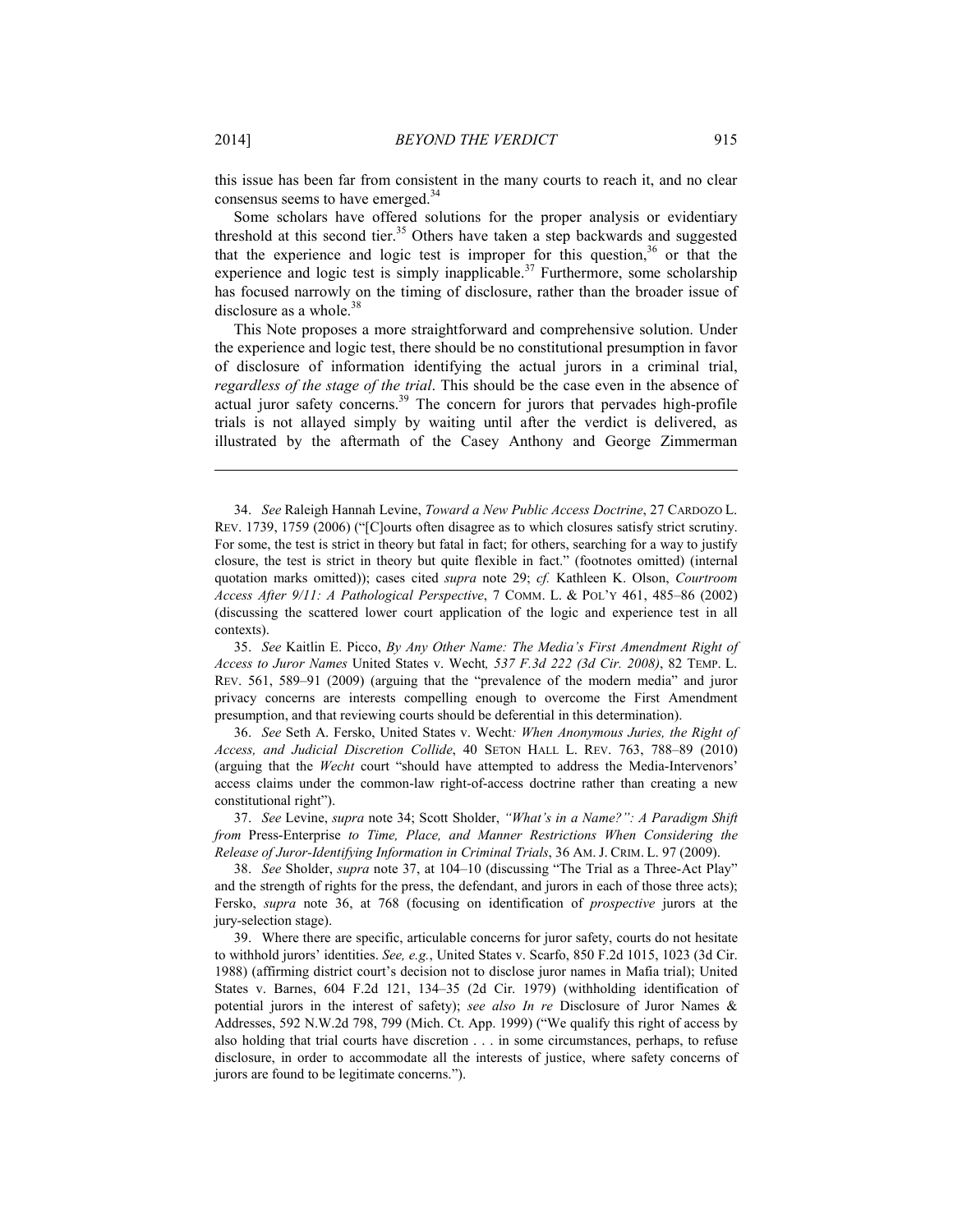this issue has been far from consistent in the many courts to reach it, and no clear consensus seems to have emerged.[34]

Some scholars have offered solutions for the proper analysis or evidentiary threshold at this second tier.[35] Others have taken a step backwards and suggested that the experience and logic test is improper for this question,[36] or that the experience and logic test is simply inapplicable.[37] Furthermore, some scholarship has focused narrowly on the timing of disclosure, rather than the broader issue of disclosure as a whole.[38]

This Note proposes a more straightforward and comprehensive solution. Under the experience and logic test, there should be no constitutional presumption in favor of disclosure of information identifying the actual jurors in a criminal trial, *regardless of the stage of the trial*. This should be the case even in the absence of actual juror safety concerns.[39] The concern for jurors that pervades high-profile trials is not allayed simply by waiting until after the verdict is delivered, as illustrated by the aftermath of the Casey Anthony and George Zimmerman

---

34. *See* Raleigh Hannah Levine, *Toward a New Public Access Doctrine*, 27 CARDOZO L. REV. 1739, 1759 (2006) ("[C]ourts often disagree as to which closures satisfy strict scrutiny. For some, the test is strict in theory but fatal in fact; for others, searching for a way to justify closure, the test is strict in theory but quite flexible in fact." (footnotes omitted) (internal quotation marks omitted)); cases cited *supra* note 29; *cf.* Kathleen K. Olson, *Courtroom Access After 9/11: A Pathological Perspective*, 7 COMM. L. & POL'Y 461, 485–86 (2002) (discussing the scattered lower court application of the logic and experience test in all contexts).

35. *See* Kaitlin E. Picco, *By Any Other Name: The Media's First Amendment Right of Access to Juror Names* United States v. Wecht*, 537 F.3d 222 (3d Cir. 2008)*, 82 TEMP. L. REV. 561, 589–91 (2009) (arguing that the "prevalence of the modern media" and juror privacy concerns are interests compelling enough to overcome the First Amendment presumption, and that reviewing courts should be deferential in this determination).

36. *See* Seth A. Fersko, United States v. Wecht*: When Anonymous Juries, the Right of Access, and Judicial Discretion Collide*, 40 SETON HALL L. REV. 763, 788–89 (2010) (arguing that the *Wecht* court "should have attempted to address the Media-Intervenors' access claims under the common-law right-of-access doctrine rather than creating a new constitutional right").

37. *See* Levine, *supra* note 34; Scott Sholder, *"What's in a Name?": A Paradigm Shift from* Press-Enterprise *to Time, Place, and Manner Restrictions When Considering the Release of Juror-Identifying Information in Criminal Trials*, 36 AM. J. CRIM. L. 97 (2009).

38. *See* Sholder, *supra* note 37, at 104–10 (discussing "The Trial as a Three-Act Play" and the strength of rights for the press, the defendant, and jurors in each of those three acts); Fersko, *supra* note 36, at 768 (focusing on identification of *prospective* jurors at the jury-selection stage).

39. Where there are specific, articulable concerns for juror safety, courts do not hesitate to withhold jurors' identities. *See, e.g.*, United States v. Scarfo, 850 F.2d 1015, 1023 (3d Cir. 1988) (affirming district court's decision not to disclose juror names in Mafia trial); United States v. Barnes, 604 F.2d 121, 134–35 (2d Cir. 1979) (withholding identification of potential jurors in the interest of safety); *see also In re* Disclosure of Juror Names & Addresses, 592 N.W.2d 798, 799 (Mich. Ct. App. 1999) ("We qualify this right of access by also holding that trial courts have discretion . . . in some circumstances, perhaps, to refuse disclosure, in order to accommodate all the interests of justice, where safety concerns of jurors are found to be legitimate concerns.").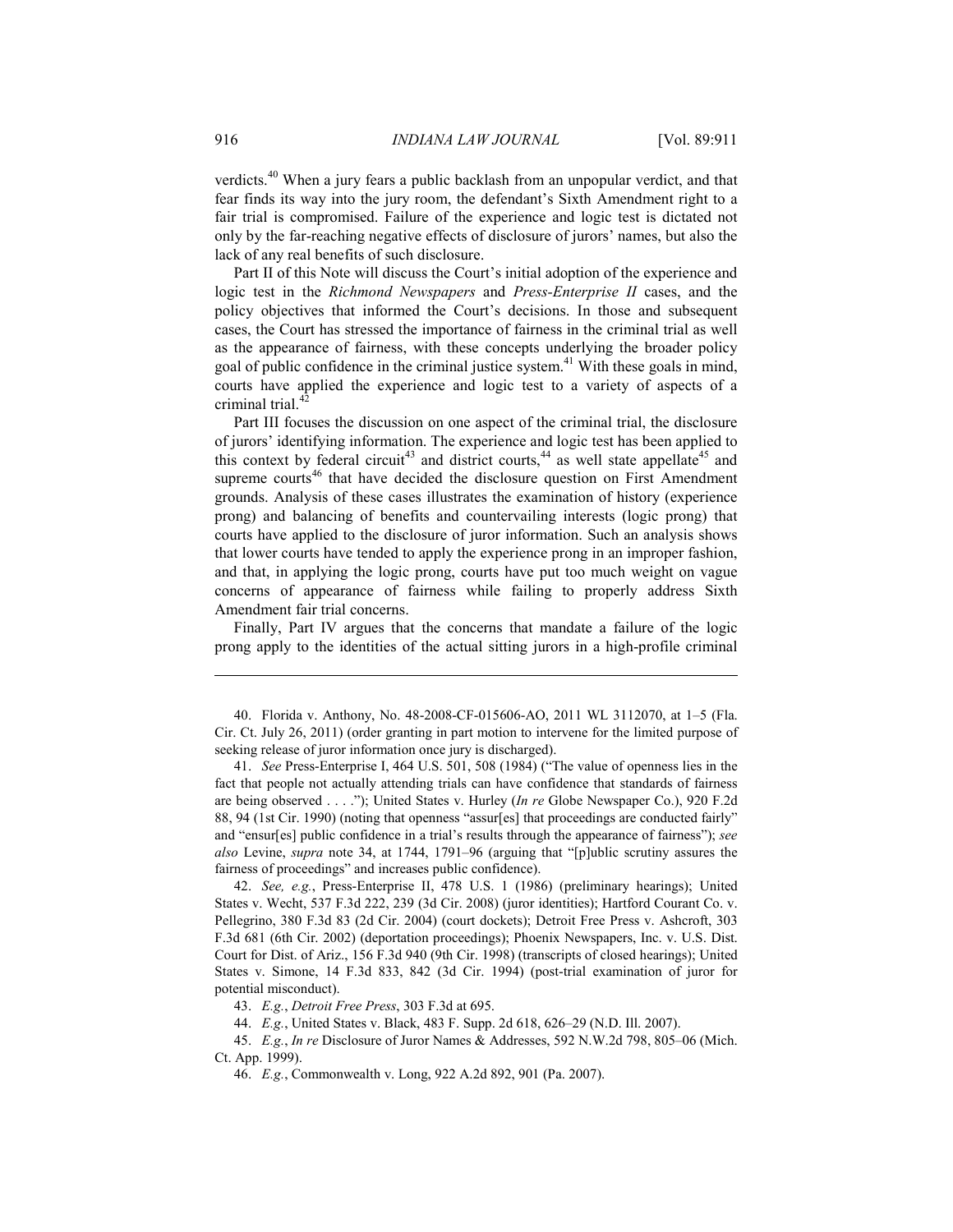verdicts.[40] When a jury fears a public backlash from an unpopular verdict, and that fear finds its way into the jury room, the defendant's Sixth Amendment right to a fair trial is compromised. Failure of the experience and logic test is dictated not only by the far-reaching negative effects of disclosure of jurors' names, but also the lack of any real benefits of such disclosure.

Part II of this Note will discuss the Court's initial adoption of the experience and logic test in the *Richmond Newspapers* and *Press-Enterprise II* cases, and the policy objectives that informed the Court's decisions. In those and subsequent cases, the Court has stressed the importance of fairness in the criminal trial as well as the appearance of fairness, with these concepts underlying the broader policy goal of public confidence in the criminal justice system.[41] With these goals in mind, courts have applied the experience and logic test to a variety of aspects of a criminal trial.[42]

Part III focuses the discussion on one aspect of the criminal trial, the disclosure of jurors' identifying information. The experience and logic test has been applied to this context by federal circuit[43] and district courts,[44] as well state appellate[45] and supreme courts[46] that have decided the disclosure question on First Amendment grounds. Analysis of these cases illustrates the examination of history (experience prong) and balancing of benefits and countervailing interests (logic prong) that courts have applied to the disclosure of juror information. Such an analysis shows that lower courts have tended to apply the experience prong in an improper fashion, and that, in applying the logic prong, courts have put too much weight on vague concerns of appearance of fairness while failing to properly address Sixth Amendment fair trial concerns.

Finally, Part IV argues that the concerns that mandate a failure of the logic prong apply to the identities of the actual sitting jurors in a high-profile criminal

---

40. Florida v. Anthony, No. 48-2008-CF-015606-AO, 2011 WL 3112070, at 1–5 (Fla. Cir. Ct. July 26, 2011) (order granting in part motion to intervene for the limited purpose of seeking release of juror information once jury is discharged).

41. *See* Press-Enterprise I, 464 U.S. 501, 508 (1984) ("The value of openness lies in the fact that people not actually attending trials can have confidence that standards of fairness are being observed . . . ."); United States v. Hurley (*In re* Globe Newspaper Co.), 920 F.2d 88, 94 (1st Cir. 1990) (noting that openness "assur[es] that proceedings are conducted fairly" and "ensur[es] public confidence in a trial's results through the appearance of fairness"); *see also* Levine, *supra* note 34, at 1744, 1791–96 (arguing that "[p]ublic scrutiny assures the fairness of proceedings" and increases public confidence).

42. *See, e.g.*, Press-Enterprise II, 478 U.S. 1 (1986) (preliminary hearings); United States v. Wecht, 537 F.3d 222, 239 (3d Cir. 2008) (juror identities); Hartford Courant Co. v. Pellegrino, 380 F.3d 83 (2d Cir. 2004) (court dockets); Detroit Free Press v. Ashcroft, 303 F.3d 681 (6th Cir. 2002) (deportation proceedings); Phoenix Newspapers, Inc. v. U.S. Dist. Court for Dist. of Ariz., 156 F.3d 940 (9th Cir. 1998) (transcripts of closed hearings); United States v. Simone, 14 F.3d 833, 842 (3d Cir. 1994) (post-trial examination of juror for potential misconduct).

43. *E.g.*, *Detroit Free Press*, 303 F.3d at 695.

44. *E.g.*, United States v. Black, 483 F. Supp. 2d 618, 626–29 (N.D. Ill. 2007).

45. *E.g.*, *In re* Disclosure of Juror Names & Addresses, 592 N.W.2d 798, 805–06 (Mich. Ct. App. 1999).

46. *E.g.*, Commonwealth v. Long, 922 A.2d 892, 901 (Pa. 2007).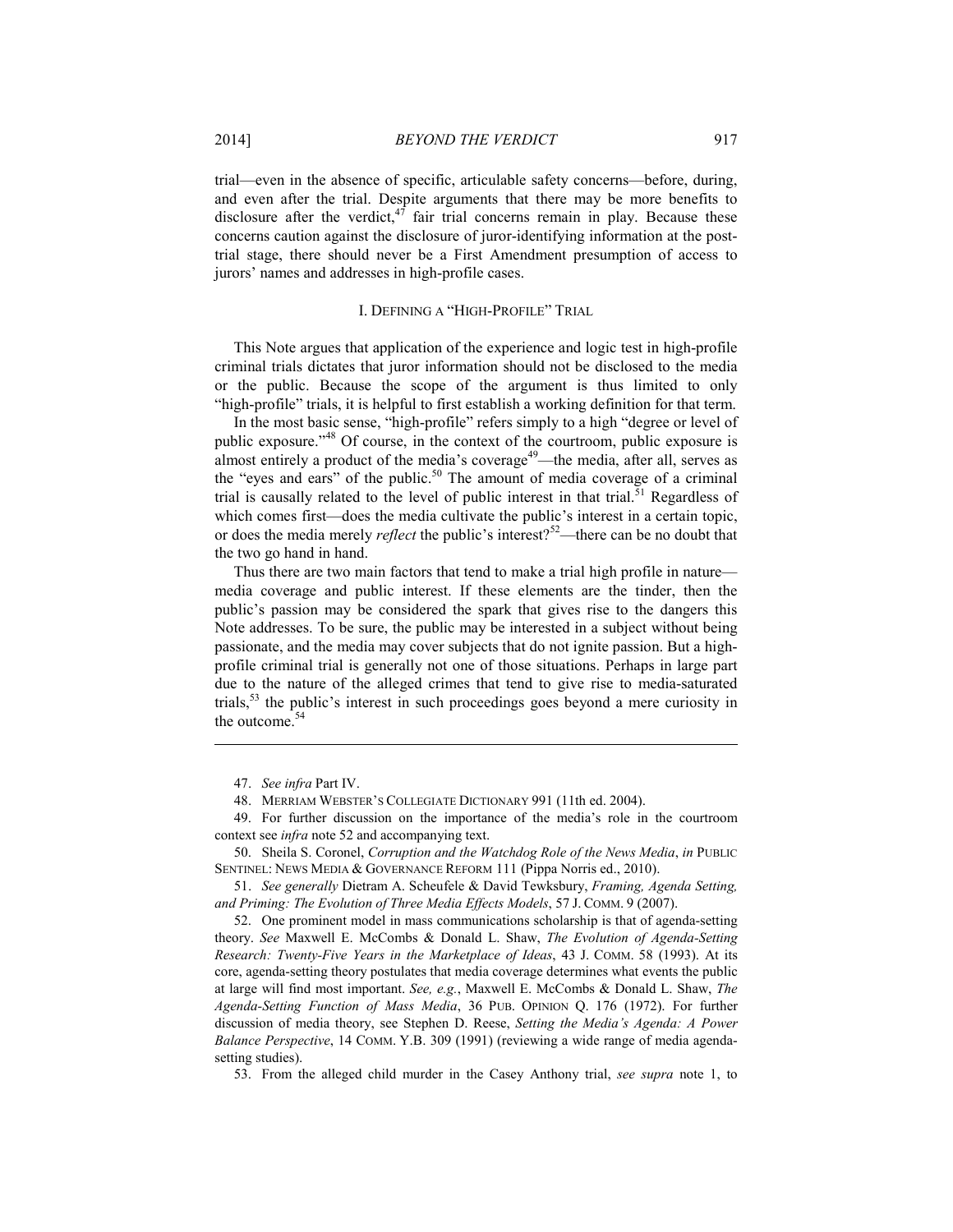trial—even in the absence of specific, articulable safety concerns—before, during, and even after the trial. Despite arguments that there may be more benefits to disclosure after the verdict,[47] fair trial concerns remain in play. Because these concerns caution against the disclosure of juror-identifying information at the post-trial stage, there should never be a First Amendment presumption of access to jurors' names and addresses in high-profile cases.

## I. DEFINING A "HIGH-PROFILE" TRIAL

This Note argues that application of the experience and logic test in high-profile criminal trials dictates that juror information should not be disclosed to the media or the public. Because the scope of the argument is thus limited to only "high-profile" trials, it is helpful to first establish a working definition for that term.

In the most basic sense, "high-profile" refers simply to a high "degree or level of public exposure."[48] Of course, in the context of the courtroom, public exposure is almost entirely a product of the media's coverage[49]—the media, after all, serves as the "eyes and ears" of the public.[50] The amount of media coverage of a criminal trial is causally related to the level of public interest in that trial.[51] Regardless of which comes first—does the media cultivate the public's interest in a certain topic, or does the media merely *reflect* the public's interest?[52]—there can be no doubt that the two go hand in hand.

Thus there are two main factors that tend to make a trial high profile in nature—media coverage and public interest. If these elements are the tinder, then the public's passion may be considered the spark that gives rise to the dangers this Note addresses. To be sure, the public may be interested in a subject without being passionate, and the media may cover subjects that do not ignite passion. But a high-profile criminal trial is generally not one of those situations. Perhaps in large part due to the nature of the alleged crimes that tend to give rise to media-saturated trials,[53] the public's interest in such proceedings goes beyond a mere curiosity in the outcome.[54]

---

47. *See infra* Part IV.

48. MERRIAM WEBSTER'S COLLEGIATE DICTIONARY 991 (11th ed. 2004).

49. For further discussion on the importance of the media's role in the courtroom context see *infra* note 52 and accompanying text.

50. Sheila S. Coronel, *Corruption and the Watchdog Role of the News Media*, *in* PUBLIC SENTINEL: NEWS MEDIA & GOVERNANCE REFORM 111 (Pippa Norris ed., 2010).

51. *See generally* Dietram A. Scheufele & David Tewksbury, *Framing, Agenda Setting, and Priming: The Evolution of Three Media Effects Models*, 57 J. COMM. 9 (2007).

52. One prominent model in mass communications scholarship is that of agenda-setting theory. *See* Maxwell E. McCombs & Donald L. Shaw, *The Evolution of Agenda-Setting Research: Twenty-Five Years in the Marketplace of Ideas*, 43 J. COMM. 58 (1993). At its core, agenda-setting theory postulates that media coverage determines what events the public at large will find most important. *See, e.g.*, Maxwell E. McCombs & Donald L. Shaw, *The Agenda-Setting Function of Mass Media*, 36 PUB. OPINION Q. 176 (1972). For further discussion of media theory, see Stephen D. Reese, *Setting the Media's Agenda: A Power Balance Perspective*, 14 COMM. Y.B. 309 (1991) (reviewing a wide range of media agenda-setting studies).

53. From the alleged child murder in the Casey Anthony trial, *see supra* note 1, to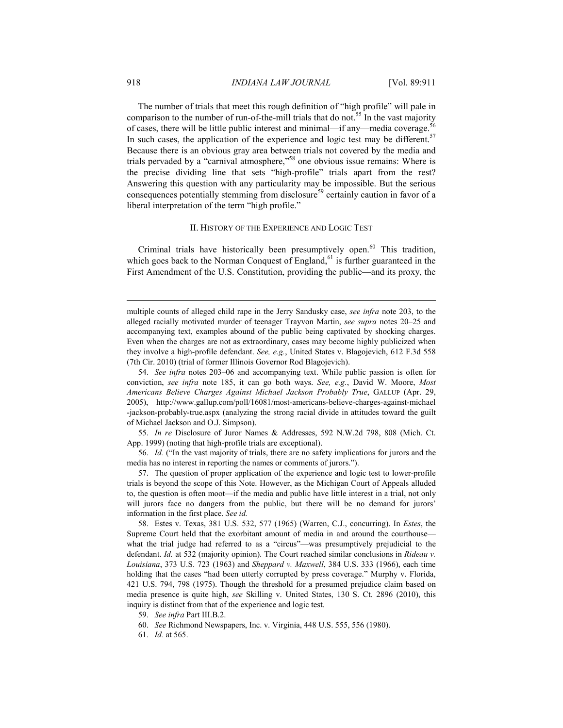The number of trials that meet this rough definition of "high profile" will pale in comparison to the number of run-of-the-mill trials that do not.[55] In the vast majority of cases, there will be little public interest and minimal—if any—media coverage.[56] In such cases, the application of the experience and logic test may be different.[57] Because there is an obvious gray area between trials not covered by the media and trials pervaded by a "carnival atmosphere,"[58] one obvious issue remains: Where is the precise dividing line that sets "high-profile" trials apart from the rest? Answering this question with any particularity may be impossible. But the serious consequences potentially stemming from disclosure[59] certainly caution in favor of a liberal interpretation of the term "high profile."

## II. HISTORY OF THE EXPERIENCE AND LOGIC TEST

Criminal trials have historically been presumptively open.[60] This tradition, which goes back to the Norman Conquest of England,[61] is further guaranteed in the First Amendment of the U.S. Constitution, providing the public—and its proxy, the

---

multiple counts of alleged child rape in the Jerry Sandusky case, *see infra* note 203, to the alleged racially motivated murder of teenager Trayvon Martin, *see supra* notes 20–25 and accompanying text, examples abound of the public being captivated by shocking charges. Even when the charges are not as extraordinary, cases may become highly publicized when they involve a high-profile defendant. *See, e.g.*, United States v. Blagojevich, 612 F.3d 558 (7th Cir. 2010) (trial of former Illinois Governor Rod Blagojevich).

54. *See infra* notes 203–06 and accompanying text. While public passion is often for conviction, *see infra* note 185, it can go both ways. *See, e.g.*, David W. Moore, *Most Americans Believe Charges Against Michael Jackson Probably True*, GALLUP (Apr. 29, 2005), http://www.gallup.com/poll/16081/most-americans-believe-charges-against-michael-jackson-probably-true.aspx (analyzing the strong racial divide in attitudes toward the guilt of Michael Jackson and O.J. Simpson).

55. *In re* Disclosure of Juror Names & Addresses, 592 N.W.2d 798, 808 (Mich. Ct. App. 1999) (noting that high-profile trials are exceptional).

56. *Id.* ("In the vast majority of trials, there are no safety implications for jurors and the media has no interest in reporting the names or comments of jurors.").

57. The question of proper application of the experience and logic test to lower-profile trials is beyond the scope of this Note. However, as the Michigan Court of Appeals alluded to, the question is often moot—if the media and public have little interest in a trial, not only will jurors face no dangers from the public, but there will be no demand for jurors' information in the first place. *See id.*

58. Estes v. Texas, 381 U.S. 532, 577 (1965) (Warren, C.J., concurring). In *Estes*, the Supreme Court held that the exorbitant amount of media in and around the courthouse—what the trial judge had referred to as a "circus"—was presumptively prejudicial to the defendant. *Id.* at 532 (majority opinion). The Court reached similar conclusions in *Rideau v. Louisiana*, 373 U.S. 723 (1963) and *Sheppard v. Maxwell*, 384 U.S. 333 (1966), each time holding that the cases "had been utterly corrupted by press coverage." Murphy v. Florida, 421 U.S. 794, 798 (1975). Though the threshold for a presumed prejudice claim based on media presence is quite high, *see* Skilling v. United States, 130 S. Ct. 2896 (2010), this inquiry is distinct from that of the experience and logic test.

59. *See infra* Part III.B.2.

60. *See* Richmond Newspapers, Inc. v. Virginia, 448 U.S. 555, 556 (1980).

61. *Id.* at 565.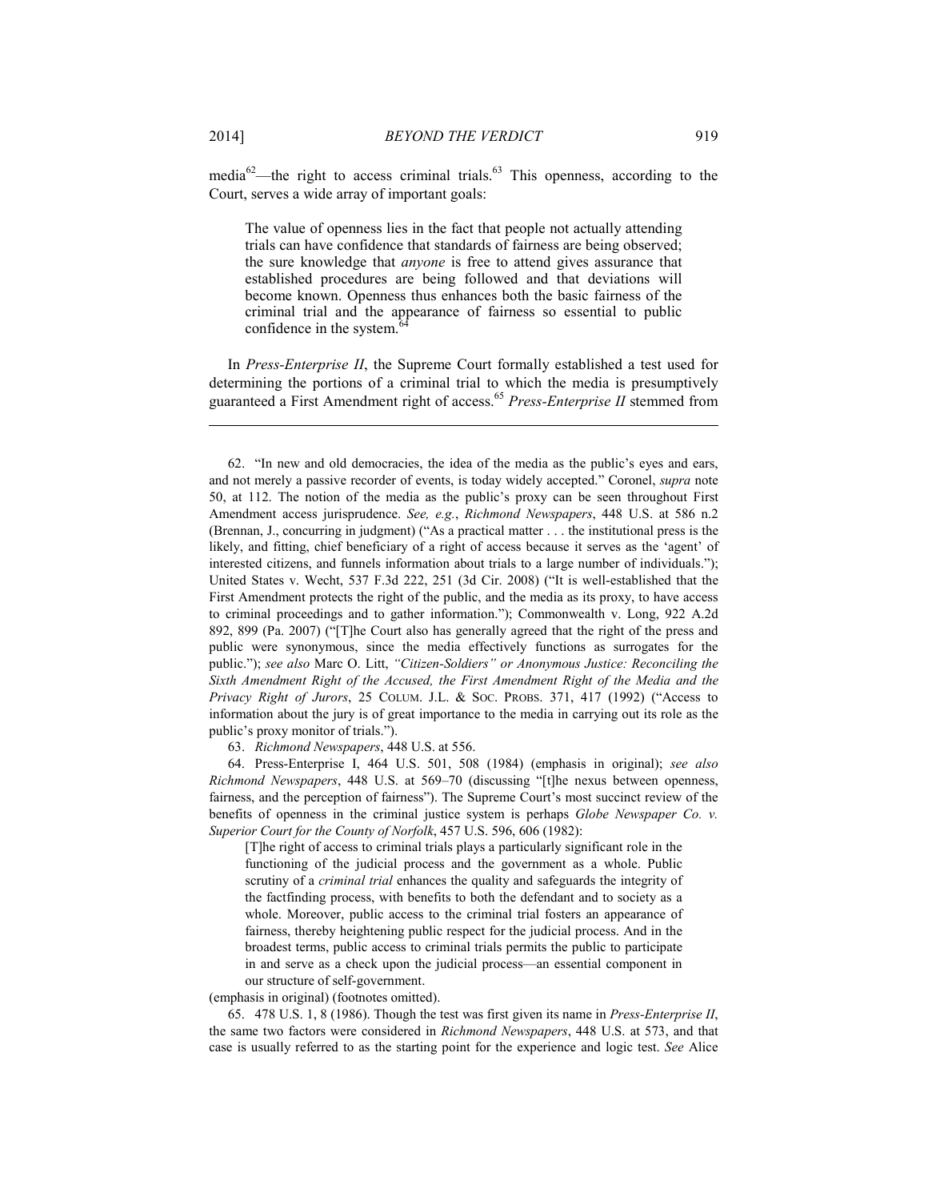media[62]—the right to access criminal trials.[63] This openness, according to the Court, serves a wide array of important goals:

> The value of openness lies in the fact that people not actually attending trials can have confidence that standards of fairness are being observed; the sure knowledge that *anyone* is free to attend gives assurance that established procedures are being followed and that deviations will become known. Openness thus enhances both the basic fairness of the criminal trial and the appearance of fairness so essential to public confidence in the system.[64]

In *Press-Enterprise II*, the Supreme Court formally established a test used for determining the portions of a criminal trial to which the media is presumptively guaranteed a First Amendment right of access.[65] *Press-Enterprise II* stemmed from

---

62. "In new and old democracies, the idea of the media as the public's eyes and ears, and not merely a passive recorder of events, is today widely accepted." Coronel, *supra* note 50, at 112. The notion of the media as the public's proxy can be seen throughout First Amendment access jurisprudence. *See, e.g.*, *Richmond Newspapers*, 448 U.S. at 586 n.2 (Brennan, J., concurring in judgment) ("As a practical matter . . . the institutional press is the likely, and fitting, chief beneficiary of a right of access because it serves as the 'agent' of interested citizens, and funnels information about trials to a large number of individuals."); United States v. Wecht, 537 F.3d 222, 251 (3d Cir. 2008) ("It is well-established that the First Amendment protects the right of the public, and the media as its proxy, to have access to criminal proceedings and to gather information."); Commonwealth v. Long, 922 A.2d 892, 899 (Pa. 2007) ("[T]he Court also has generally agreed that the right of the press and public were synonymous, since the media effectively functions as surrogates for the public."); *see also* Marc O. Litt, *"Citizen-Soldiers" or Anonymous Justice: Reconciling the Sixth Amendment Right of the Accused, the First Amendment Right of the Media and the Privacy Right of Jurors*, 25 COLUM. J.L. & SOC. PROBS. 371, 417 (1992) ("Access to information about the jury is of great importance to the media in carrying out its role as the public's proxy monitor of trials.").

63. *Richmond Newspapers*, 448 U.S. at 556.

64. Press-Enterprise I, 464 U.S. 501, 508 (1984) (emphasis in original); *see also Richmond Newspapers*, 448 U.S. at 569–70 (discussing "[t]he nexus between openness, fairness, and the perception of fairness"). The Supreme Court's most succinct review of the benefits of openness in the criminal justice system is perhaps *Globe Newspaper Co. v. Superior Court for the County of Norfolk*, 457 U.S. 596, 606 (1982):

> [T]he right of access to criminal trials plays a particularly significant role in the functioning of the judicial process and the government as a whole. Public scrutiny of a *criminal trial* enhances the quality and safeguards the integrity of the factfinding process, with benefits to both the defendant and to society as a whole. Moreover, public access to the criminal trial fosters an appearance of fairness, thereby heightening public respect for the judicial process. And in the broadest terms, public access to criminal trials permits the public to participate in and serve as a check upon the judicial process—an essential component in our structure of self-government.

(emphasis in original) (footnotes omitted).

65. 478 U.S. 1, 8 (1986). Though the test was first given its name in *Press-Enterprise II*, the same two factors were considered in *Richmond Newspapers*, 448 U.S. at 573, and that case is usually referred to as the starting point for the experience and logic test. *See* Alice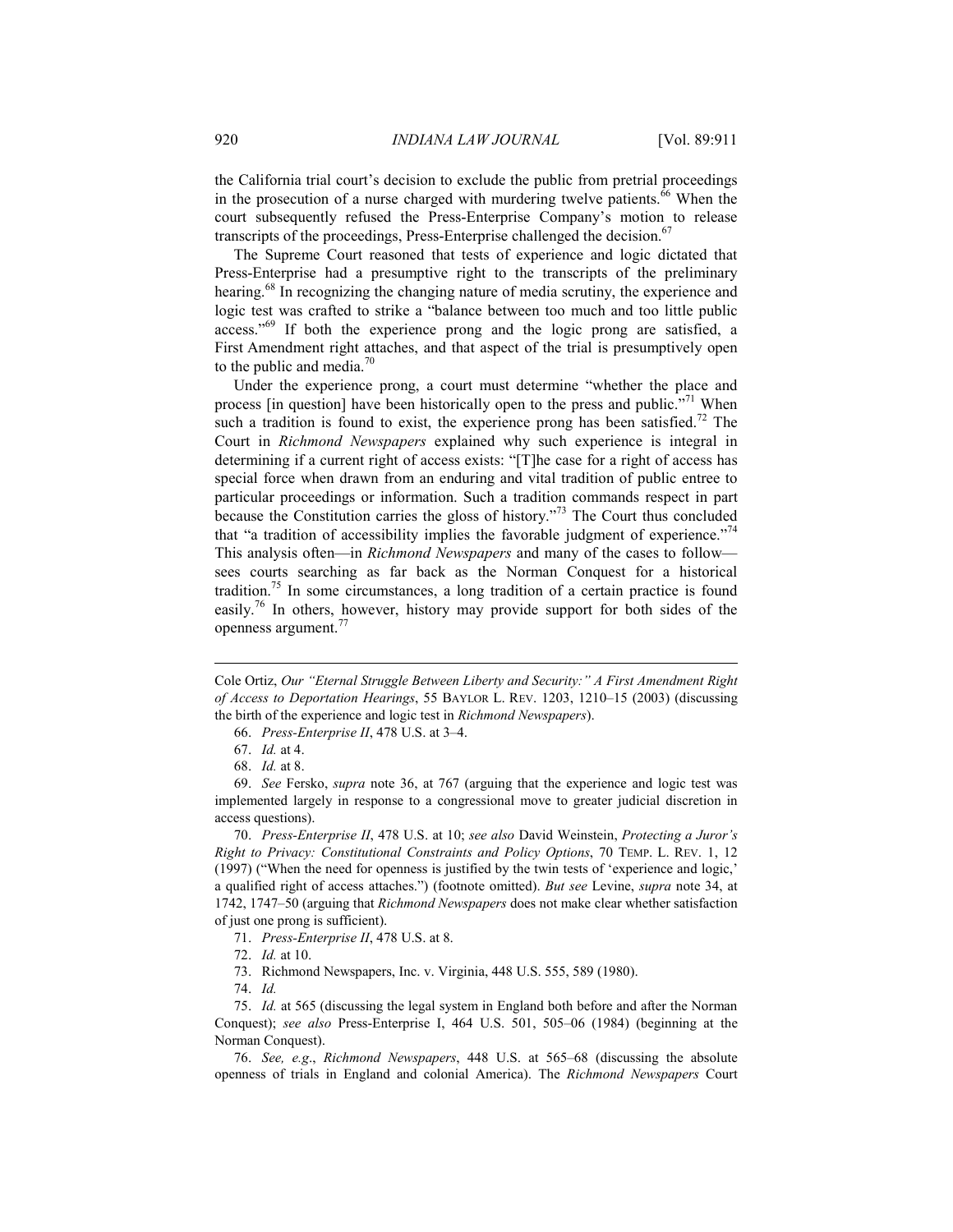the California trial court's decision to exclude the public from pretrial proceedings in the prosecution of a nurse charged with murdering twelve patients.[66] When the court subsequently refused the Press-Enterprise Company's motion to release transcripts of the proceedings, Press-Enterprise challenged the decision.[67]

The Supreme Court reasoned that tests of experience and logic dictated that Press-Enterprise had a presumptive right to the transcripts of the preliminary hearing.[68] In recognizing the changing nature of media scrutiny, the experience and logic test was crafted to strike a "balance between too much and too little public access."[69] If both the experience prong and the logic prong are satisfied, a First Amendment right attaches, and that aspect of the trial is presumptively open to the public and media.[70]

Under the experience prong, a court must determine "whether the place and process [in question] have been historically open to the press and public."[71] When such a tradition is found to exist, the experience prong has been satisfied.[72] The Court in *Richmond Newspapers* explained why such experience is integral in determining if a current right of access exists: "[T]he case for a right of access has special force when drawn from an enduring and vital tradition of public entree to particular proceedings or information. Such a tradition commands respect in part because the Constitution carries the gloss of history."[73] The Court thus concluded that "a tradition of accessibility implies the favorable judgment of experience."[74] This analysis often—in *Richmond Newspapers* and many of the cases to follow—sees courts searching as far back as the Norman Conquest for a historical tradition.[75] In some circumstances, a long tradition of a certain practice is found easily.[76] In others, however, history may provide support for both sides of the openness argument.[77]

---

Cole Ortiz, *Our "Eternal Struggle Between Liberty and Security:" A First Amendment Right of Access to Deportation Hearings*, 55 BAYLOR L. REV. 1203, 1210–15 (2003) (discussing the birth of the experience and logic test in *Richmond Newspapers*).

66. *Press-Enterprise II*, 478 U.S. at 3–4.

67. *Id.* at 4.

68. *Id.* at 8.

69. *See* Fersko, *supra* note 36, at 767 (arguing that the experience and logic test was implemented largely in response to a congressional move to greater judicial discretion in access questions).

70. *Press-Enterprise II*, 478 U.S. at 10; *see also* David Weinstein, *Protecting a Juror's Right to Privacy: Constitutional Constraints and Policy Options*, 70 TEMP. L. REV. 1, 12 (1997) ("When the need for openness is justified by the twin tests of 'experience and logic,' a qualified right of access attaches.") (footnote omitted). *But see* Levine, *supra* note 34, at 1742, 1747–50 (arguing that *Richmond Newspapers* does not make clear whether satisfaction of just one prong is sufficient).

71. *Press-Enterprise II*, 478 U.S. at 8.

72. *Id.* at 10.

73. Richmond Newspapers, Inc. v. Virginia, 448 U.S. 555, 589 (1980).

74. *Id.*

75. *Id.* at 565 (discussing the legal system in England both before and after the Norman Conquest); *see also* Press-Enterprise I, 464 U.S. 501, 505–06 (1984) (beginning at the Norman Conquest).

76. *See, e.g.*, *Richmond Newspapers*, 448 U.S. at 565–68 (discussing the absolute openness of trials in England and colonial America). The *Richmond Newspapers* Court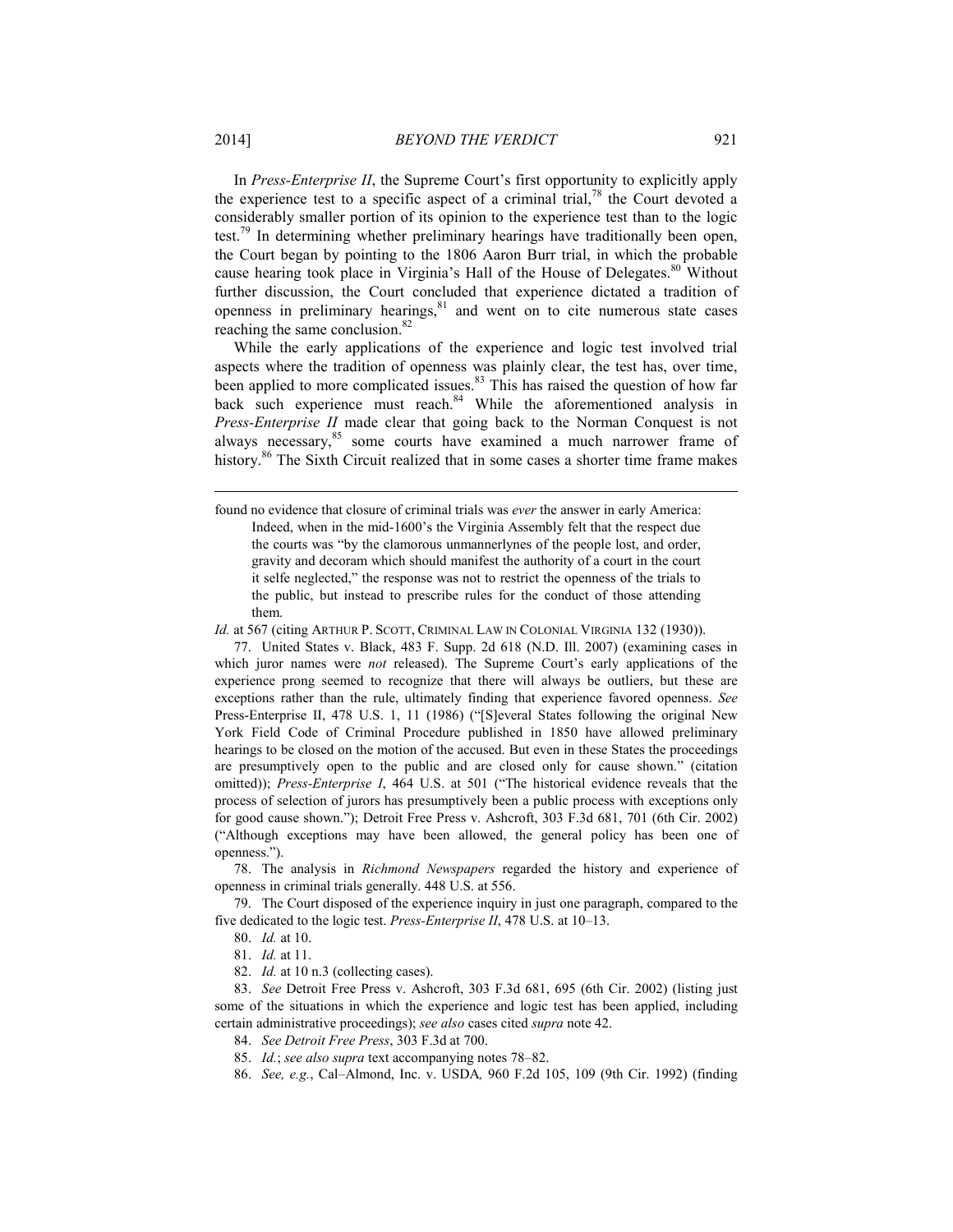In *Press-Enterprise II*, the Supreme Court's first opportunity to explicitly apply the experience test to a specific aspect of a criminal trial,[78] the Court devoted a considerably smaller portion of its opinion to the experience test than to the logic test.[79] In determining whether preliminary hearings have traditionally been open, the Court began by pointing to the 1806 Aaron Burr trial, in which the probable cause hearing took place in Virginia's Hall of the House of Delegates.[80] Without further discussion, the Court concluded that experience dictated a tradition of openness in preliminary hearings,[81] and went on to cite numerous state cases reaching the same conclusion.[82]

While the early applications of the experience and logic test involved trial aspects where the tradition of openness was plainly clear, the test has, over time, been applied to more complicated issues.[83] This has raised the question of how far back such experience must reach.[84] While the aforementioned analysis in *Press-Enterprise II* made clear that going back to the Norman Conquest is not always necessary,[85] some courts have examined a much narrower frame of history.[86] The Sixth Circuit realized that in some cases a shorter time frame makes

---

found no evidence that closure of criminal trials was *ever* the answer in early America:

> Indeed, when in the mid-1600's the Virginia Assembly felt that the respect due the courts was "by the clamorous unmannerlynes of the people lost, and order, gravity and decoram which should manifest the authority of a court in the court it selfe neglected," the response was not to restrict the openness of the trials to the public, but instead to prescribe rules for the conduct of those attending them.

*Id.* at 567 (citing ARTHUR P. SCOTT, CRIMINAL LAW IN COLONIAL VIRGINIA 132 (1930)).

77. United States v. Black, 483 F. Supp. 2d 618 (N.D. Ill. 2007) (examining cases in which juror names were *not* released). The Supreme Court's early applications of the experience prong seemed to recognize that there will always be outliers, but these are exceptions rather than the rule, ultimately finding that experience favored openness. *See* Press-Enterprise II, 478 U.S. 1, 11 (1986) ("[S]everal States following the original New York Field Code of Criminal Procedure published in 1850 have allowed preliminary hearings to be closed on the motion of the accused. But even in these States the proceedings are presumptively open to the public and are closed only for cause shown." (citation omitted)); *Press-Enterprise I*, 464 U.S. at 501 ("The historical evidence reveals that the process of selection of jurors has presumptively been a public process with exceptions only for good cause shown."); Detroit Free Press v. Ashcroft, 303 F.3d 681, 701 (6th Cir. 2002) ("Although exceptions may have been allowed, the general policy has been one of openness.").

78. The analysis in *Richmond Newspapers* regarded the history and experience of openness in criminal trials generally. 448 U.S. at 556.

79. The Court disposed of the experience inquiry in just one paragraph, compared to the five dedicated to the logic test. *Press-Enterprise II*, 478 U.S. at 10–13.

80. *Id.* at 10.

81. *Id.* at 11.

82. *Id.* at 10 n.3 (collecting cases).

83. *See* Detroit Free Press v. Ashcroft, 303 F.3d 681, 695 (6th Cir. 2002) (listing just some of the situations in which the experience and logic test has been applied, including certain administrative proceedings); *see also* cases cited *supra* note 42.

84. *See Detroit Free Press*, 303 F.3d at 700.

85. *Id.*; *see also supra* text accompanying notes 78–82.

86. *See, e.g.*, Cal–Almond, Inc. v. USDA*,* 960 F.2d 105, 109 (9th Cir. 1992) (finding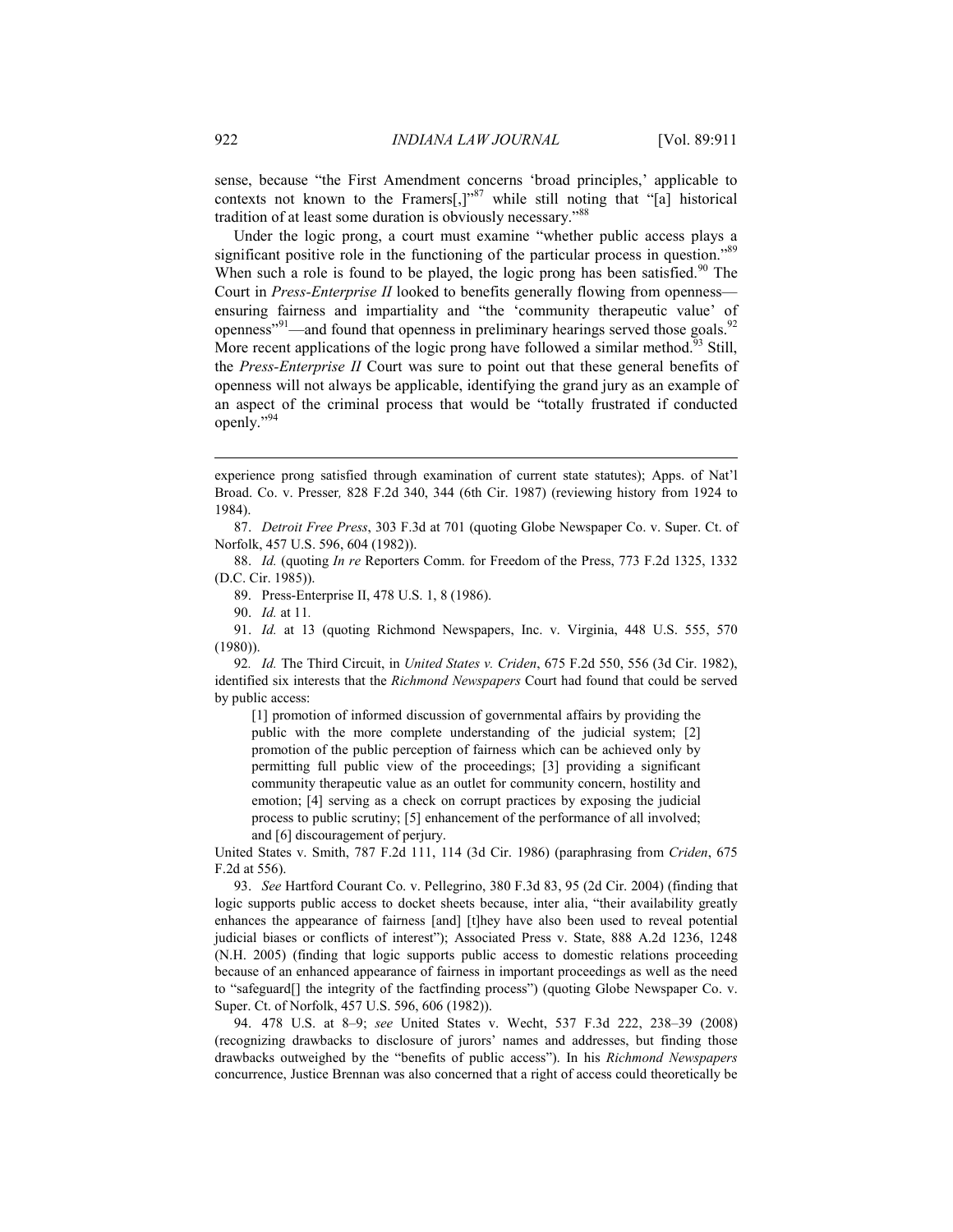sense, because "the First Amendment concerns 'broad principles,' applicable to contexts not known to the Framers[,]"[87] while still noting that "[a] historical tradition of at least some duration is obviously necessary."[88]

Under the logic prong, a court must examine "whether public access plays a significant positive role in the functioning of the particular process in question."[89] When such a role is found to be played, the logic prong has been satisfied.[90] The Court in *Press-Enterprise II* looked to benefits generally flowing from openness—ensuring fairness and impartiality and "the 'community therapeutic value' of openness"[91]—and found that openness in preliminary hearings served those goals.[92] More recent applications of the logic prong have followed a similar method.[93] Still, the *Press-Enterprise II* Court was sure to point out that these general benefits of openness will not always be applicable, identifying the grand jury as an example of an aspect of the criminal process that would be "totally frustrated if conducted openly."[94]

---

experience prong satisfied through examination of current state statutes); Apps. of Nat'l Broad. Co. v. Presser*,* 828 F.2d 340, 344 (6th Cir. 1987) (reviewing history from 1924 to 1984).

87. *Detroit Free Press*, 303 F.3d at 701 (quoting Globe Newspaper Co. v. Super. Ct. of Norfolk, 457 U.S. 596, 604 (1982)).

88. *Id.* (quoting *In re* Reporters Comm. for Freedom of the Press, 773 F.2d 1325, 1332 (D.C. Cir. 1985)).

89. Press-Enterprise II, 478 U.S. 1, 8 (1986).

90. *Id.* at 11*.*

91. *Id.* at 13 (quoting Richmond Newspapers, Inc. v. Virginia, 448 U.S. 555, 570 (1980)).

92*. Id.* The Third Circuit, in *United States v. Criden*, 675 F.2d 550, 556 (3d Cir. 1982), identified six interests that the *Richmond Newspapers* Court had found that could be served by public access:

> [1] promotion of informed discussion of governmental affairs by providing the public with the more complete understanding of the judicial system; [2] promotion of the public perception of fairness which can be achieved only by permitting full public view of the proceedings; [3] providing a significant community therapeutic value as an outlet for community concern, hostility and emotion; [4] serving as a check on corrupt practices by exposing the judicial process to public scrutiny; [5] enhancement of the performance of all involved; and [6] discouragement of perjury.

United States v. Smith, 787 F.2d 111, 114 (3d Cir. 1986) (paraphrasing from *Criden*, 675 F.2d at 556).

93. *See* Hartford Courant Co. v. Pellegrino, 380 F.3d 83, 95 (2d Cir. 2004) (finding that logic supports public access to docket sheets because, inter alia, "their availability greatly enhances the appearance of fairness [and] [t]hey have also been used to reveal potential judicial biases or conflicts of interest"); Associated Press v. State, 888 A.2d 1236, 1248 (N.H. 2005) (finding that logic supports public access to domestic relations proceeding because of an enhanced appearance of fairness in important proceedings as well as the need to "safeguard[] the integrity of the factfinding process") (quoting Globe Newspaper Co. v. Super. Ct. of Norfolk, 457 U.S. 596, 606 (1982)).

94. 478 U.S. at 8–9; *see* United States v. Wecht, 537 F.3d 222, 238–39 (2008) (recognizing drawbacks to disclosure of jurors' names and addresses, but finding those drawbacks outweighed by the "benefits of public access"). In his *Richmond Newspapers* concurrence, Justice Brennan was also concerned that a right of access could theoretically be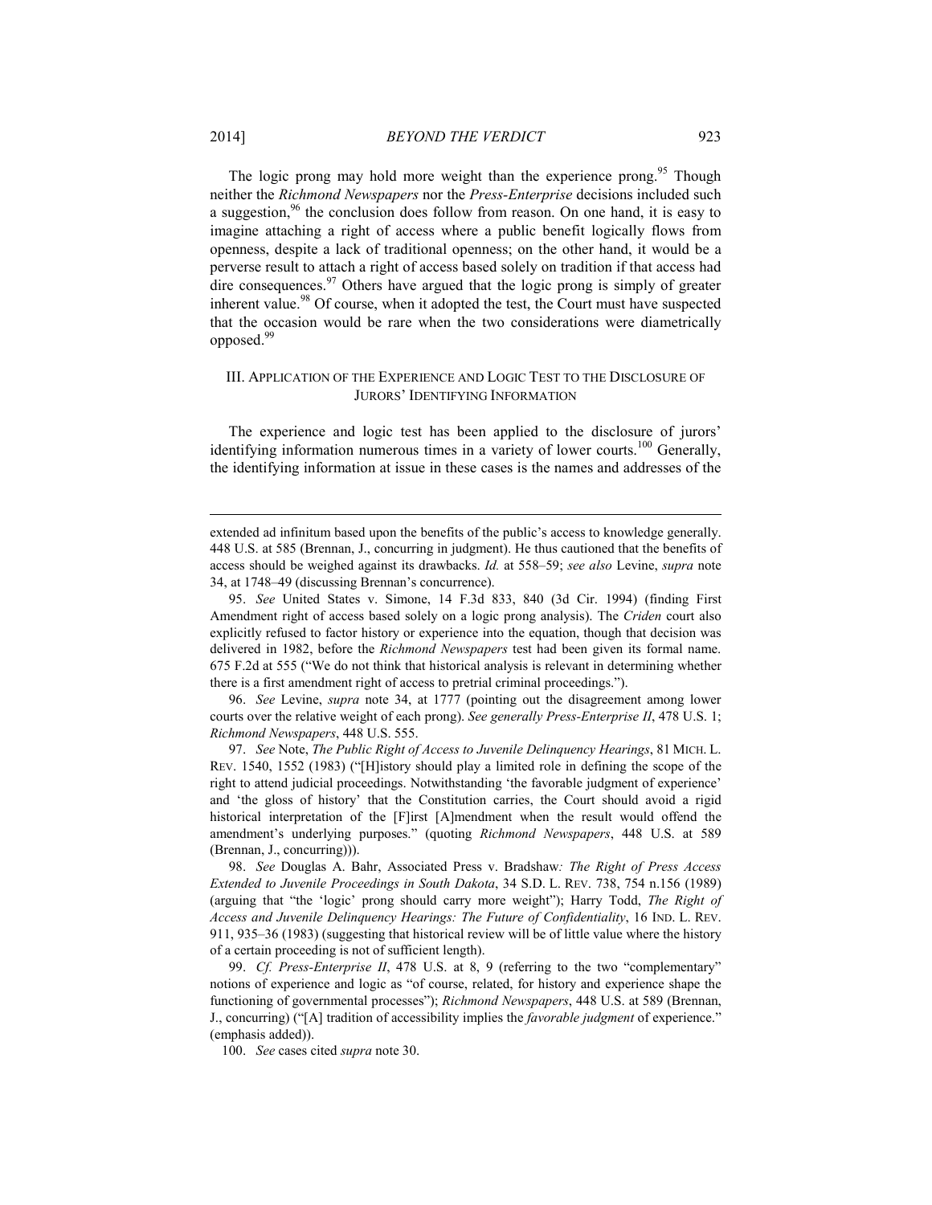The logic prong may hold more weight than the experience prong.[95] Though neither the *Richmond Newspapers* nor the *Press-Enterprise* decisions included such a suggestion,[96] the conclusion does follow from reason. On one hand, it is easy to imagine attaching a right of access where a public benefit logically flows from openness, despite a lack of traditional openness; on the other hand, it would be a perverse result to attach a right of access based solely on tradition if that access had dire consequences.[97] Others have argued that the logic prong is simply of greater inherent value.[98] Of course, when it adopted the test, the Court must have suspected that the occasion would be rare when the two considerations were diametrically opposed.[99]

## III. APPLICATION OF THE EXPERIENCE AND LOGIC TEST TO THE DISCLOSURE OF JURORS' IDENTIFYING INFORMATION

The experience and logic test has been applied to the disclosure of jurors' identifying information numerous times in a variety of lower courts.[100] Generally, the identifying information at issue in these cases is the names and addresses of the

---

extended ad infinitum based upon the benefits of the public's access to knowledge generally. 448 U.S. at 585 (Brennan, J., concurring in judgment). He thus cautioned that the benefits of access should be weighed against its drawbacks. *Id.* at 558–59; *see also* Levine, *supra* note 34, at 1748–49 (discussing Brennan's concurrence).

95. *See* United States v. Simone, 14 F.3d 833, 840 (3d Cir. 1994) (finding First Amendment right of access based solely on a logic prong analysis). The *Criden* court also explicitly refused to factor history or experience into the equation, though that decision was delivered in 1982, before the *Richmond Newspapers* test had been given its formal name. 675 F.2d at 555 ("We do not think that historical analysis is relevant in determining whether there is a first amendment right of access to pretrial criminal proceedings.").

96. *See* Levine, *supra* note 34, at 1777 (pointing out the disagreement among lower courts over the relative weight of each prong). *See generally Press-Enterprise II*, 478 U.S. 1; *Richmond Newspapers*, 448 U.S. 555.

97. *See* Note, *The Public Right of Access to Juvenile Delinquency Hearings*, 81 MICH. L. REV. 1540, 1552 (1983) ("[H]istory should play a limited role in defining the scope of the right to attend judicial proceedings. Notwithstanding 'the favorable judgment of experience' and 'the gloss of history' that the Constitution carries, the Court should avoid a rigid historical interpretation of the [F]irst [A]mendment when the result would offend the amendment's underlying purposes." (quoting *Richmond Newspapers*, 448 U.S. at 589 (Brennan, J., concurring))).

98. *See* Douglas A. Bahr, Associated Press v. Bradshaw*: The Right of Press Access Extended to Juvenile Proceedings in South Dakota*, 34 S.D. L. REV. 738, 754 n.156 (1989) (arguing that "the 'logic' prong should carry more weight"); Harry Todd, *The Right of Access and Juvenile Delinquency Hearings: The Future of Confidentiality*, 16 IND. L. REV. 911, 935–36 (1983) (suggesting that historical review will be of little value where the history of a certain proceeding is not of sufficient length).

99. *Cf. Press-Enterprise II*, 478 U.S. at 8, 9 (referring to the two "complementary" notions of experience and logic as "of course, related, for history and experience shape the functioning of governmental processes"); *Richmond Newspapers*, 448 U.S. at 589 (Brennan, J., concurring) ("[A] tradition of accessibility implies the *favorable judgment* of experience." (emphasis added)).

100. *See* cases cited *supra* note 30.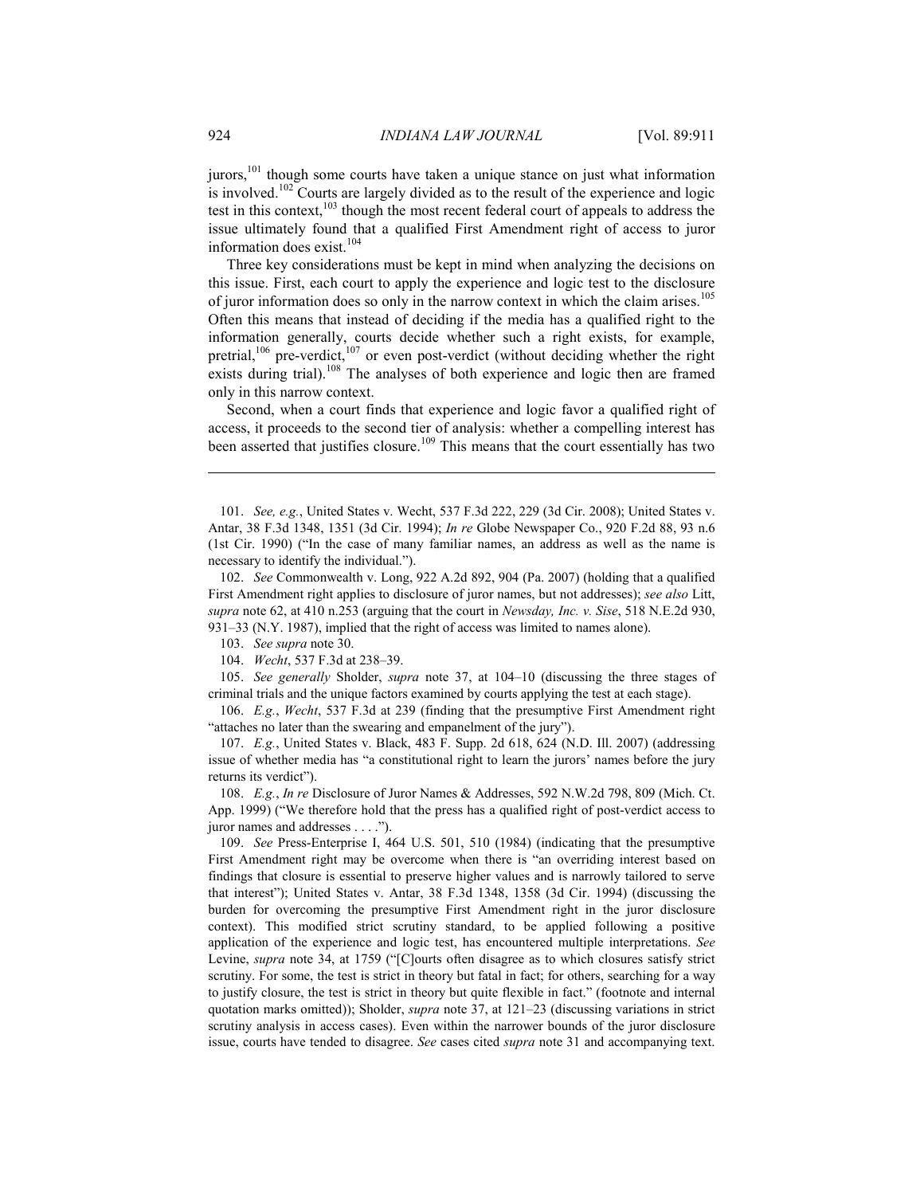jurors,[101] though some courts have taken a unique stance on just what information is involved.[102] Courts are largely divided as to the result of the experience and logic test in this context,[103] though the most recent federal court of appeals to address the issue ultimately found that a qualified First Amendment right of access to juror information does exist.[104]

Three key considerations must be kept in mind when analyzing the decisions on this issue. First, each court to apply the experience and logic test to the disclosure of juror information does so only in the narrow context in which the claim arises.[105] Often this means that instead of deciding if the media has a qualified right to the information generally, courts decide whether such a right exists, for example, pretrial,[106] pre-verdict,[107] or even post-verdict (without deciding whether the right exists during trial).[108] The analyses of both experience and logic then are framed only in this narrow context.

Second, when a court finds that experience and logic favor a qualified right of access, it proceeds to the second tier of analysis: whether a compelling interest has been asserted that justifies closure.[109] This means that the court essentially has two

---

101. *See, e.g.*, United States v. Wecht, 537 F.3d 222, 229 (3d Cir. 2008); United States v. Antar, 38 F.3d 1348, 1351 (3d Cir. 1994); *In re* Globe Newspaper Co., 920 F.2d 88, 93 n.6 (1st Cir. 1990) ("In the case of many familiar names, an address as well as the name is necessary to identify the individual.").

102. *See* Commonwealth v. Long, 922 A.2d 892, 904 (Pa. 2007) (holding that a qualified First Amendment right applies to disclosure of juror names, but not addresses); *see also* Litt, *supra* note 62, at 410 n.253 (arguing that the court in *Newsday, Inc. v. Sise*, 518 N.E.2d 930, 931–33 (N.Y. 1987), implied that the right of access was limited to names alone).

103. *See supra* note 30.

104. *Wecht*, 537 F.3d at 238–39.

105. *See generally* Sholder, *supra* note 37, at 104–10 (discussing the three stages of criminal trials and the unique factors examined by courts applying the test at each stage).

106. *E.g.*, *Wecht*, 537 F.3d at 239 (finding that the presumptive First Amendment right "attaches no later than the swearing and empanelment of the jury").

107. *E.g.*, United States v. Black, 483 F. Supp. 2d 618, 624 (N.D. Ill. 2007) (addressing issue of whether media has "a constitutional right to learn the jurors' names before the jury returns its verdict").

108. *E.g.*, *In re* Disclosure of Juror Names & Addresses, 592 N.W.2d 798, 809 (Mich. Ct. App. 1999) ("We therefore hold that the press has a qualified right of post-verdict access to juror names and addresses . . . .").

109. *See* Press-Enterprise I, 464 U.S. 501, 510 (1984) (indicating that the presumptive First Amendment right may be overcome when there is "an overriding interest based on findings that closure is essential to preserve higher values and is narrowly tailored to serve that interest"); United States v. Antar, 38 F.3d 1348, 1358 (3d Cir. 1994) (discussing the burden for overcoming the presumptive First Amendment right in the juror disclosure context). This modified strict scrutiny standard, to be applied following a positive application of the experience and logic test, has encountered multiple interpretations. *See* Levine, *supra* note 34, at 1759 ("[C]ourts often disagree as to which closures satisfy strict scrutiny. For some, the test is strict in theory but fatal in fact; for others, searching for a way to justify closure, the test is strict in theory but quite flexible in fact." (footnote and internal quotation marks omitted)); Sholder, *supra* note 37, at 121–23 (discussing variations in strict scrutiny analysis in access cases). Even within the narrower bounds of the juror disclosure issue, courts have tended to disagree. *See* cases cited *supra* note 31 and accompanying text.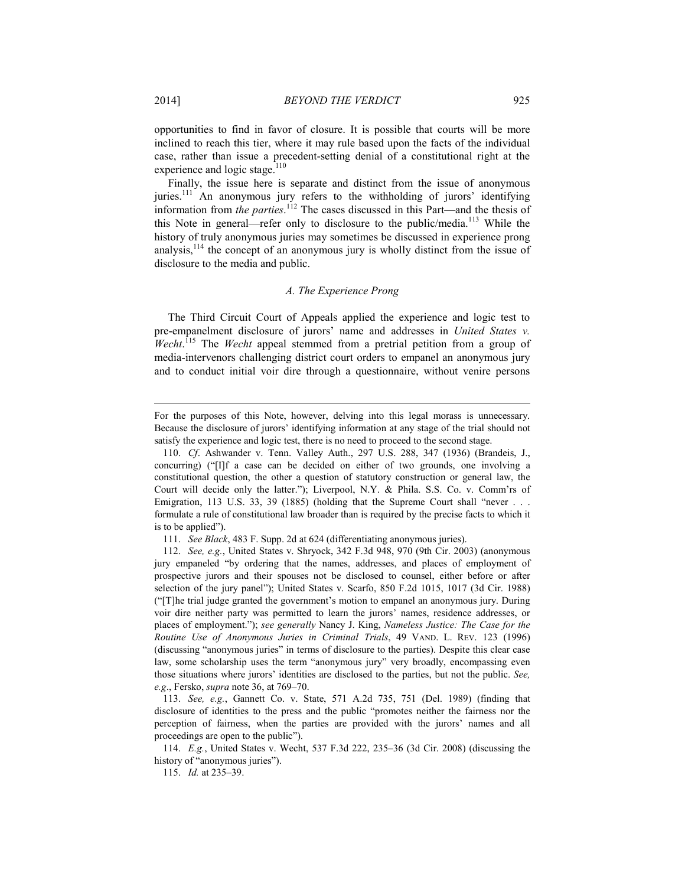opportunities to find in favor of closure. It is possible that courts will be more inclined to reach this tier, where it may rule based upon the facts of the individual case, rather than issue a precedent-setting denial of a constitutional right at the experience and logic stage.[110]

Finally, the issue here is separate and distinct from the issue of anonymous juries.[111] An anonymous jury refers to the withholding of jurors' identifying information from *the parties*.[112] The cases discussed in this Part—and the thesis of this Note in general—refer only to disclosure to the public/media.[113] While the history of truly anonymous juries may sometimes be discussed in experience prong analysis,[114] the concept of an anonymous jury is wholly distinct from the issue of disclosure to the media and public.

### *A. The Experience Prong*

The Third Circuit Court of Appeals applied the experience and logic test to pre-empanelment disclosure of jurors' name and addresses in *United States v. Wecht*.[115] The *Wecht* appeal stemmed from a pretrial petition from a group of media-intervenors challenging district court orders to empanel an anonymous jury and to conduct initial voir dire through a questionnaire, without venire persons

---

For the purposes of this Note, however, delving into this legal morass is unnecessary. Because the disclosure of jurors' identifying information at any stage of the trial should not satisfy the experience and logic test, there is no need to proceed to the second stage.

110. *Cf*. Ashwander v. Tenn. Valley Auth., 297 U.S. 288, 347 (1936) (Brandeis, J., concurring) ("[I]f a case can be decided on either of two grounds, one involving a constitutional question, the other a question of statutory construction or general law, the Court will decide only the latter."); Liverpool, N.Y. & Phila. S.S. Co. v. Comm'rs of Emigration, 113 U.S. 33, 39 (1885) (holding that the Supreme Court shall "never . . . formulate a rule of constitutional law broader than is required by the precise facts to which it is to be applied").

111. *See Black*, 483 F. Supp. 2d at 624 (differentiating anonymous juries).

112. *See, e.g.*, United States v. Shryock, 342 F.3d 948, 970 (9th Cir. 2003) (anonymous jury empaneled "by ordering that the names, addresses, and places of employment of prospective jurors and their spouses not be disclosed to counsel, either before or after selection of the jury panel"); United States v. Scarfo, 850 F.2d 1015, 1017 (3d Cir. 1988) ("[T]he trial judge granted the government's motion to empanel an anonymous jury. During voir dire neither party was permitted to learn the jurors' names, residence addresses, or places of employment."); *see generally* Nancy J. King, *Nameless Justice: The Case for the Routine Use of Anonymous Juries in Criminal Trials*, 49 VAND. L. REV. 123 (1996) (discussing "anonymous juries" in terms of disclosure to the parties). Despite this clear case law, some scholarship uses the term "anonymous jury" very broadly, encompassing even those situations where jurors' identities are disclosed to the parties, but not the public. *See, e.g.*, Fersko, *supra* note 36, at 769–70.

113. *See, e.g.*, Gannett Co. v. State, 571 A.2d 735, 751 (Del. 1989) (finding that disclosure of identities to the press and the public "promotes neither the fairness nor the perception of fairness, when the parties are provided with the jurors' names and all proceedings are open to the public").

114. *E.g.*, United States v. Wecht, 537 F.3d 222, 235–36 (3d Cir. 2008) (discussing the history of "anonymous juries").

115. *Id.* at 235–39.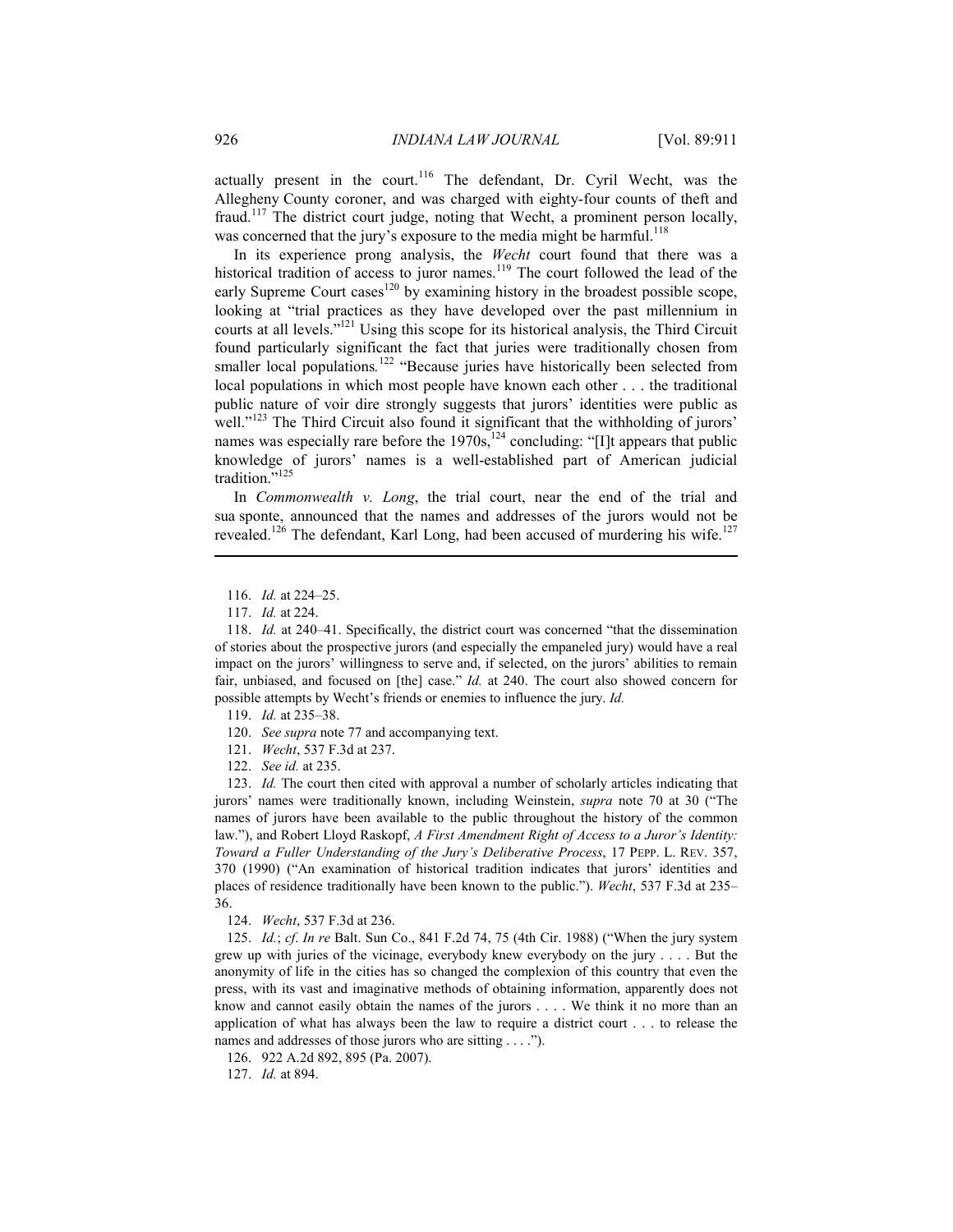actually present in the court.[116] The defendant, Dr. Cyril Wecht, was the Allegheny County coroner, and was charged with eighty-four counts of theft and fraud.[117] The district court judge, noting that Wecht, a prominent person locally, was concerned that the jury's exposure to the media might be harmful.[118]

In its experience prong analysis, the *Wecht* court found that there was a historical tradition of access to juror names.[119] The court followed the lead of the early Supreme Court cases[120] by examining history in the broadest possible scope, looking at "trial practices as they have developed over the past millennium in courts at all levels."[121] Using this scope for its historical analysis, the Third Circuit found particularly significant the fact that juries were traditionally chosen from smaller local populations.[122] "Because juries have historically been selected from local populations in which most people have known each other . . . the traditional public nature of voir dire strongly suggests that jurors' identities were public as well."[123] The Third Circuit also found it significant that the withholding of jurors' names was especially rare before the 1970s,[124] concluding: "[I]t appears that public knowledge of jurors' names is a well-established part of American judicial tradition."[125]

In *Commonwealth v. Long*, the trial court, near the end of the trial and sua sponte, announced that the names and addresses of the jurors would not be revealed.[126] The defendant, Karl Long, had been accused of murdering his wife.[127]

---

116. *Id.* at 224–25.

117. *Id.* at 224.

118. *Id.* at 240–41. Specifically, the district court was concerned "that the dissemination of stories about the prospective jurors (and especially the empaneled jury) would have a real impact on the jurors' willingness to serve and, if selected, on the jurors' abilities to remain fair, unbiased, and focused on [the] case." *Id.* at 240. The court also showed concern for possible attempts by Wecht's friends or enemies to influence the jury. *Id.*

119. *Id.* at 235–38.

120. *See supra* note 77 and accompanying text.

121. *Wecht*, 537 F.3d at 237.

122. *See id.* at 235.

123. *Id.* The court then cited with approval a number of scholarly articles indicating that jurors' names were traditionally known, including Weinstein, *supra* note 70 at 30 ("The names of jurors have been available to the public throughout the history of the common law."), and Robert Lloyd Raskopf, *A First Amendment Right of Access to a Juror's Identity: Toward a Fuller Understanding of the Jury's Deliberative Process*, 17 PEPP. L. REV. 357, 370 (1990) ("An examination of historical tradition indicates that jurors' identities and places of residence traditionally have been known to the public."). *Wecht*, 537 F.3d at 235–36.

124. *Wecht*, 537 F.3d at 236.

125. *Id.*; *cf*. *In re* Balt. Sun Co., 841 F.2d 74, 75 (4th Cir. 1988) ("When the jury system grew up with juries of the vicinage, everybody knew everybody on the jury . . . . But the anonymity of life in the cities has so changed the complexion of this country that even the press, with its vast and imaginative methods of obtaining information, apparently does not know and cannot easily obtain the names of the jurors . . . . We think it no more than an application of what has always been the law to require a district court . . . to release the names and addresses of those jurors who are sitting . . . .").

126. 922 A.2d 892, 895 (Pa. 2007).

127. *Id.* at 894.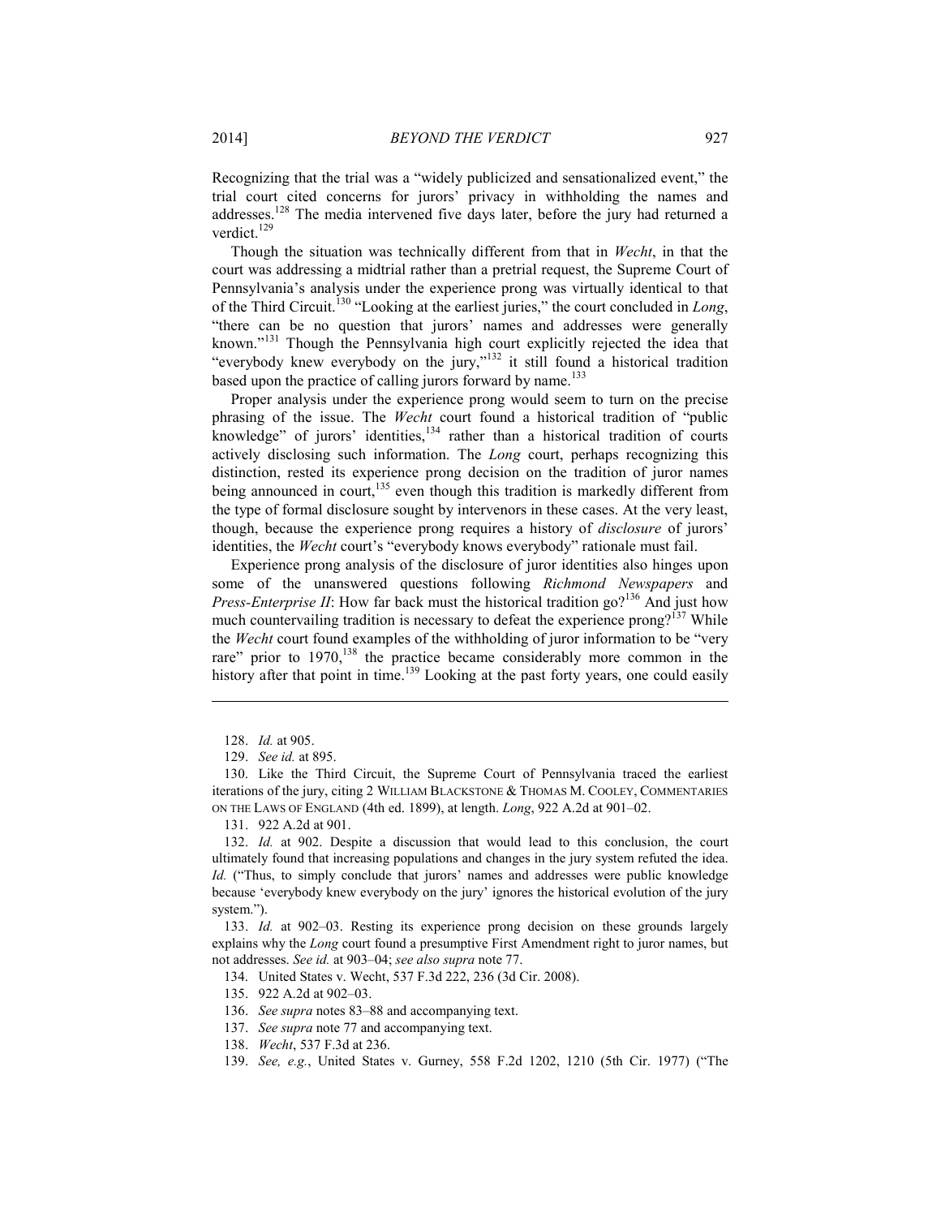Recognizing that the trial was a "widely publicized and sensationalized event," the trial court cited concerns for jurors' privacy in withholding the names and addresses.[128] The media intervened five days later, before the jury had returned a verdict.[129]

Though the situation was technically different from that in *Wecht*, in that the court was addressing a midtrial rather than a pretrial request, the Supreme Court of Pennsylvania's analysis under the experience prong was virtually identical to that of the Third Circuit.[130] "Looking at the earliest juries," the court concluded in *Long*, "there can be no question that jurors' names and addresses were generally known."[131] Though the Pennsylvania high court explicitly rejected the idea that "everybody knew everybody on the jury,"[132] it still found a historical tradition based upon the practice of calling jurors forward by name.[133]

Proper analysis under the experience prong would seem to turn on the precise phrasing of the issue. The *Wecht* court found a historical tradition of "public knowledge" of jurors' identities,[134] rather than a historical tradition of courts actively disclosing such information. The *Long* court, perhaps recognizing this distinction, rested its experience prong decision on the tradition of juror names being announced in court,[135] even though this tradition is markedly different from the type of formal disclosure sought by intervenors in these cases. At the very least, though, because the experience prong requires a history of *disclosure* of jurors' identities, the *Wecht* court's "everybody knows everybody" rationale must fail.

Experience prong analysis of the disclosure of juror identities also hinges upon some of the unanswered questions following *Richmond Newspapers* and *Press-Enterprise II*: How far back must the historical tradition go?[136] And just how much countervailing tradition is necessary to defeat the experience prong?[137] While the *Wecht* court found examples of the withholding of juror information to be "very rare" prior to 1970,[138] the practice became considerably more common in the history after that point in time.[139] Looking at the past forty years, one could easily

---

128. *Id.* at 905.

129. *See id.* at 895.

130. Like the Third Circuit, the Supreme Court of Pennsylvania traced the earliest iterations of the jury, citing 2 WILLIAM BLACKSTONE & THOMAS M. COOLEY, COMMENTARIES ON THE LAWS OF ENGLAND (4th ed. 1899), at length. *Long*, 922 A.2d at 901–02.

131. 922 A.2d at 901.

132. *Id.* at 902. Despite a discussion that would lead to this conclusion, the court ultimately found that increasing populations and changes in the jury system refuted the idea. *Id.* ("Thus, to simply conclude that jurors' names and addresses were public knowledge because 'everybody knew everybody on the jury' ignores the historical evolution of the jury system.").

133. *Id.* at 902–03. Resting its experience prong decision on these grounds largely explains why the *Long* court found a presumptive First Amendment right to juror names, but not addresses. *See id.* at 903–04; *see also supra* note 77.

134. United States v. Wecht, 537 F.3d 222, 236 (3d Cir. 2008).

135. 922 A.2d at 902–03.

136. *See supra* notes 83–88 and accompanying text.

137. *See supra* note 77 and accompanying text.

138. *Wecht*, 537 F.3d at 236.

139. *See, e.g.*, United States v. Gurney, 558 F.2d 1202, 1210 (5th Cir. 1977) ("The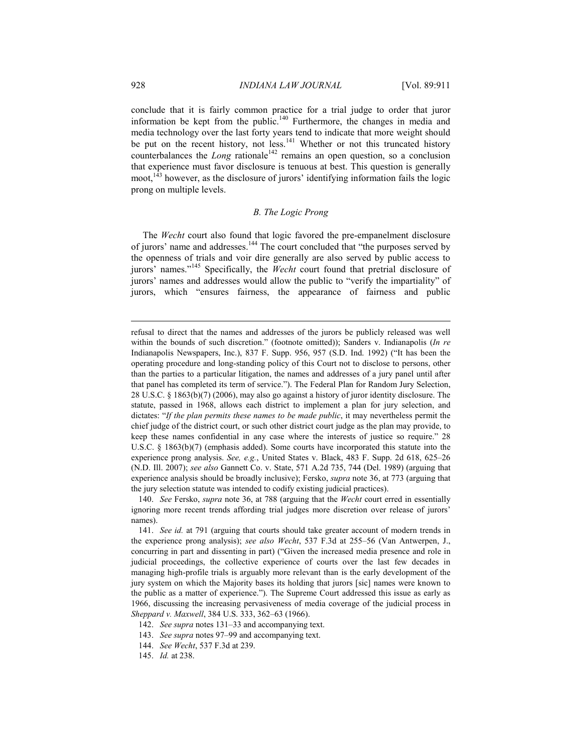conclude that it is fairly common practice for a trial judge to order that juror information be kept from the public.[140] Furthermore, the changes in media and media technology over the last forty years tend to indicate that more weight should be put on the recent history, not less.[141] Whether or not this truncated history counterbalances the *Long* rationale[142] remains an open question, so a conclusion that experience must favor disclosure is tenuous at best. This question is generally moot,[143] however, as the disclosure of jurors' identifying information fails the logic prong on multiple levels.

### *B. The Logic Prong*

The *Wecht* court also found that logic favored the pre-empanelment disclosure of jurors' name and addresses.[144] The court concluded that "the purposes served by the openness of trials and voir dire generally are also served by public access to jurors' names."[145] Specifically, the *Wecht* court found that pretrial disclosure of jurors' names and addresses would allow the public to "verify the impartiality" of jurors, which "ensures fairness, the appearance of fairness and public

---

refusal to direct that the names and addresses of the jurors be publicly released was well within the bounds of such discretion." (footnote omitted)); Sanders v. Indianapolis (*In re* Indianapolis Newspapers, Inc.), 837 F. Supp. 956, 957 (S.D. Ind. 1992) ("It has been the operating procedure and long-standing policy of this Court not to disclose to persons, other than the parties to a particular litigation, the names and addresses of a jury panel until after that panel has completed its term of service."). The Federal Plan for Random Jury Selection, 28 U.S.C. § 1863(b)(7) (2006), may also go against a history of juror identity disclosure. The statute, passed in 1968, allows each district to implement a plan for jury selection, and dictates: "*If the plan permits these names to be made public*, it may nevertheless permit the chief judge of the district court, or such other district court judge as the plan may provide, to keep these names confidential in any case where the interests of justice so require." 28 U.S.C. § 1863(b)(7) (emphasis added). Some courts have incorporated this statute into the experience prong analysis. *See, e.g.*, United States v. Black, 483 F. Supp. 2d 618, 625–26 (N.D. Ill. 2007); *see also* Gannett Co. v. State, 571 A.2d 735, 744 (Del. 1989) (arguing that experience analysis should be broadly inclusive); Fersko, *supra* note 36, at 773 (arguing that the jury selection statute was intended to codify existing judicial practices).

140. *See* Fersko, *supra* note 36, at 788 (arguing that the *Wecht* court erred in essentially ignoring more recent trends affording trial judges more discretion over release of jurors' names).

141. *See id.* at 791 (arguing that courts should take greater account of modern trends in the experience prong analysis); *see also Wecht*, 537 F.3d at 255–56 (Van Antwerpen, J., concurring in part and dissenting in part) ("Given the increased media presence and role in judicial proceedings, the collective experience of courts over the last few decades in managing high-profile trials is arguably more relevant than is the early development of the jury system on which the Majority bases its holding that jurors [sic] names were known to the public as a matter of experience."). The Supreme Court addressed this issue as early as 1966, discussing the increasing pervasiveness of media coverage of the judicial process in *Sheppard v. Maxwell*, 384 U.S. 333, 362–63 (1966).

142. *See supra* notes 131–33 and accompanying text.

143. *See supra* notes 97–99 and accompanying text.

144. *See Wecht*, 537 F.3d at 239.

145. *Id.* at 238.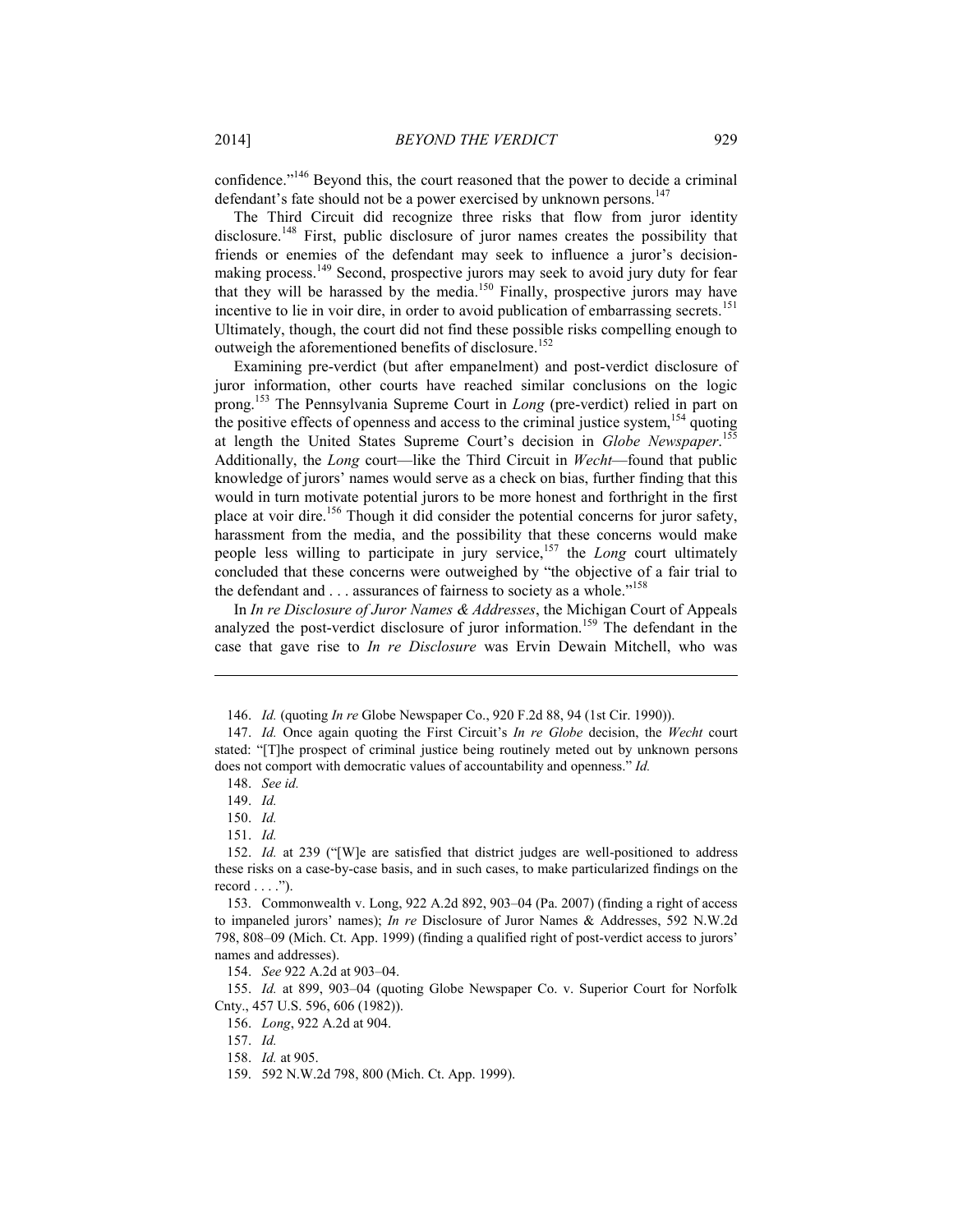confidence."[146] Beyond this, the court reasoned that the power to decide a criminal defendant's fate should not be a power exercised by unknown persons.[147]

The Third Circuit did recognize three risks that flow from juror identity disclosure.[148] First, public disclosure of juror names creates the possibility that friends or enemies of the defendant may seek to influence a juror's decision-making process.[149] Second, prospective jurors may seek to avoid jury duty for fear that they will be harassed by the media.[150] Finally, prospective jurors may have incentive to lie in voir dire, in order to avoid publication of embarrassing secrets.[151] Ultimately, though, the court did not find these possible risks compelling enough to outweigh the aforementioned benefits of disclosure.[152]

Examining pre-verdict (but after empanelment) and post-verdict disclosure of juror information, other courts have reached similar conclusions on the logic prong.[153] The Pennsylvania Supreme Court in *Long* (pre-verdict) relied in part on the positive effects of openness and access to the criminal justice system,[154] quoting at length the United States Supreme Court's decision in *Globe Newspaper*.[155] Additionally, the *Long* court—like the Third Circuit in *Wecht*—found that public knowledge of jurors' names would serve as a check on bias, further finding that this would in turn motivate potential jurors to be more honest and forthright in the first place at voir dire.[156] Though it did consider the potential concerns for juror safety, harassment from the media, and the possibility that these concerns would make people less willing to participate in jury service,[157] the *Long* court ultimately concluded that these concerns were outweighed by "the objective of a fair trial to the defendant and . . . assurances of fairness to society as a whole."[158]

In *In re Disclosure of Juror Names & Addresses*, the Michigan Court of Appeals analyzed the post-verdict disclosure of juror information.[159] The defendant in the case that gave rise to *In re Disclosure* was Ervin Dewain Mitchell, who was

---

146. *Id.* (quoting *In re* Globe Newspaper Co., 920 F.2d 88, 94 (1st Cir. 1990)).

147. *Id.* Once again quoting the First Circuit's *In re Globe* decision, the *Wecht* court stated: "[T]he prospect of criminal justice being routinely meted out by unknown persons does not comport with democratic values of accountability and openness." *Id.*

148. *See id.*

149. *Id.*

150. *Id.*

151. *Id.*

152. *Id.* at 239 ("[W]e are satisfied that district judges are well-positioned to address these risks on a case-by-case basis, and in such cases, to make particularized findings on the record . . . .").

153. Commonwealth v. Long, 922 A.2d 892, 903–04 (Pa. 2007) (finding a right of access to impaneled jurors' names); *In re* Disclosure of Juror Names & Addresses, 592 N.W.2d 798, 808–09 (Mich. Ct. App. 1999) (finding a qualified right of post-verdict access to jurors' names and addresses).

154. *See* 922 A.2d at 903–04.

155. *Id.* at 899, 903–04 (quoting Globe Newspaper Co. v. Superior Court for Norfolk Cnty., 457 U.S. 596, 606 (1982)).

156. *Long*, 922 A.2d at 904.

157. *Id.*

158. *Id.* at 905.

159. 592 N.W.2d 798, 800 (Mich. Ct. App. 1999).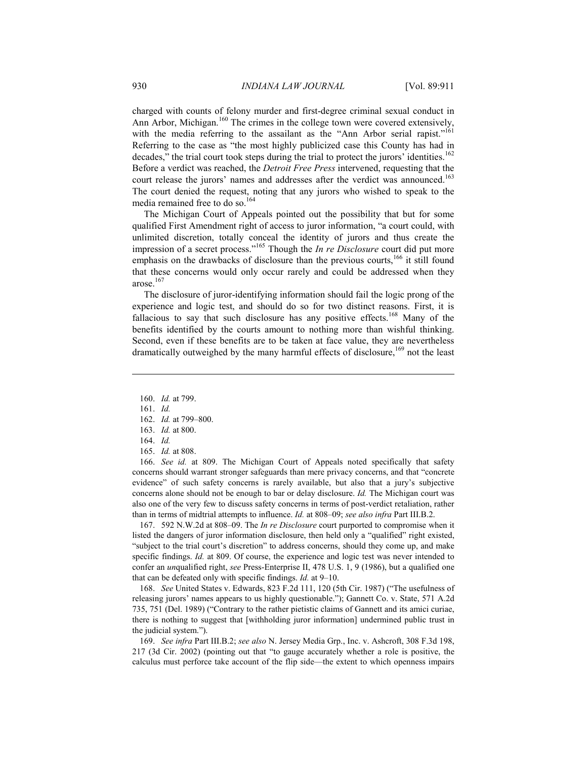charged with counts of felony murder and first-degree criminal sexual conduct in Ann Arbor, Michigan.[160] The crimes in the college town were covered extensively, with the media referring to the assailant as the "Ann Arbor serial rapist."[161] Referring to the case as "the most highly publicized case this County has had in decades," the trial court took steps during the trial to protect the jurors' identities.[162] Before a verdict was reached, the *Detroit Free Press* intervened, requesting that the court release the jurors' names and addresses after the verdict was announced.[163] The court denied the request, noting that any jurors who wished to speak to the media remained free to do so.[164]

The Michigan Court of Appeals pointed out the possibility that but for some qualified First Amendment right of access to juror information, "a court could, with unlimited discretion, totally conceal the identity of jurors and thus create the impression of a secret process."[165] Though the *In re Disclosure* court did put more emphasis on the drawbacks of disclosure than the previous courts,[166] it still found that these concerns would only occur rarely and could be addressed when they arose.[167]

The disclosure of juror-identifying information should fail the logic prong of the experience and logic test, and should do so for two distinct reasons. First, it is fallacious to say that such disclosure has any positive effects.[168] Many of the benefits identified by the courts amount to nothing more than wishful thinking. Second, even if these benefits are to be taken at face value, they are nevertheless dramatically outweighed by the many harmful effects of disclosure,[169] not the least

---

160. *Id.* at 799.

161. *Id.*

162. *Id.* at 799–800.

163. *Id.* at 800.

164. *Id.*

165. *Id.* at 808.

166. *See id.* at 809. The Michigan Court of Appeals noted specifically that safety concerns should warrant stronger safeguards than mere privacy concerns, and that "concrete evidence" of such safety concerns is rarely available, but also that a jury's subjective concerns alone should not be enough to bar or delay disclosure. *Id.* The Michigan court was also one of the very few to discuss safety concerns in terms of post-verdict retaliation, rather than in terms of midtrial attempts to influence. *Id.* at 808–09; *see also infra* Part III.B.2.

167. 592 N.W.2d at 808–09. The *In re Disclosure* court purported to compromise when it listed the dangers of juror information disclosure, then held only a "qualified" right existed, "subject to the trial court's discretion" to address concerns, should they come up, and make specific findings. *Id.* at 809. Of course, the experience and logic test was never intended to confer an *un*qualified right, *see* Press-Enterprise II, 478 U.S. 1, 9 (1986), but a qualified one that can be defeated only with specific findings. *Id.* at 9–10.

168. *See* United States v. Edwards, 823 F.2d 111, 120 (5th Cir. 1987) ("The usefulness of releasing jurors' names appears to us highly questionable."); Gannett Co. v. State, 571 A.2d 735, 751 (Del. 1989) ("Contrary to the rather pietistic claims of Gannett and its amici curiae, there is nothing to suggest that [withholding juror information] undermined public trust in the judicial system.").

169. *See infra* Part III.B.2; *see also* N. Jersey Media Grp., Inc. v. Ashcroft, 308 F.3d 198, 217 (3d Cir. 2002) (pointing out that "to gauge accurately whether a role is positive, the calculus must perforce take account of the flip side—the extent to which openness impairs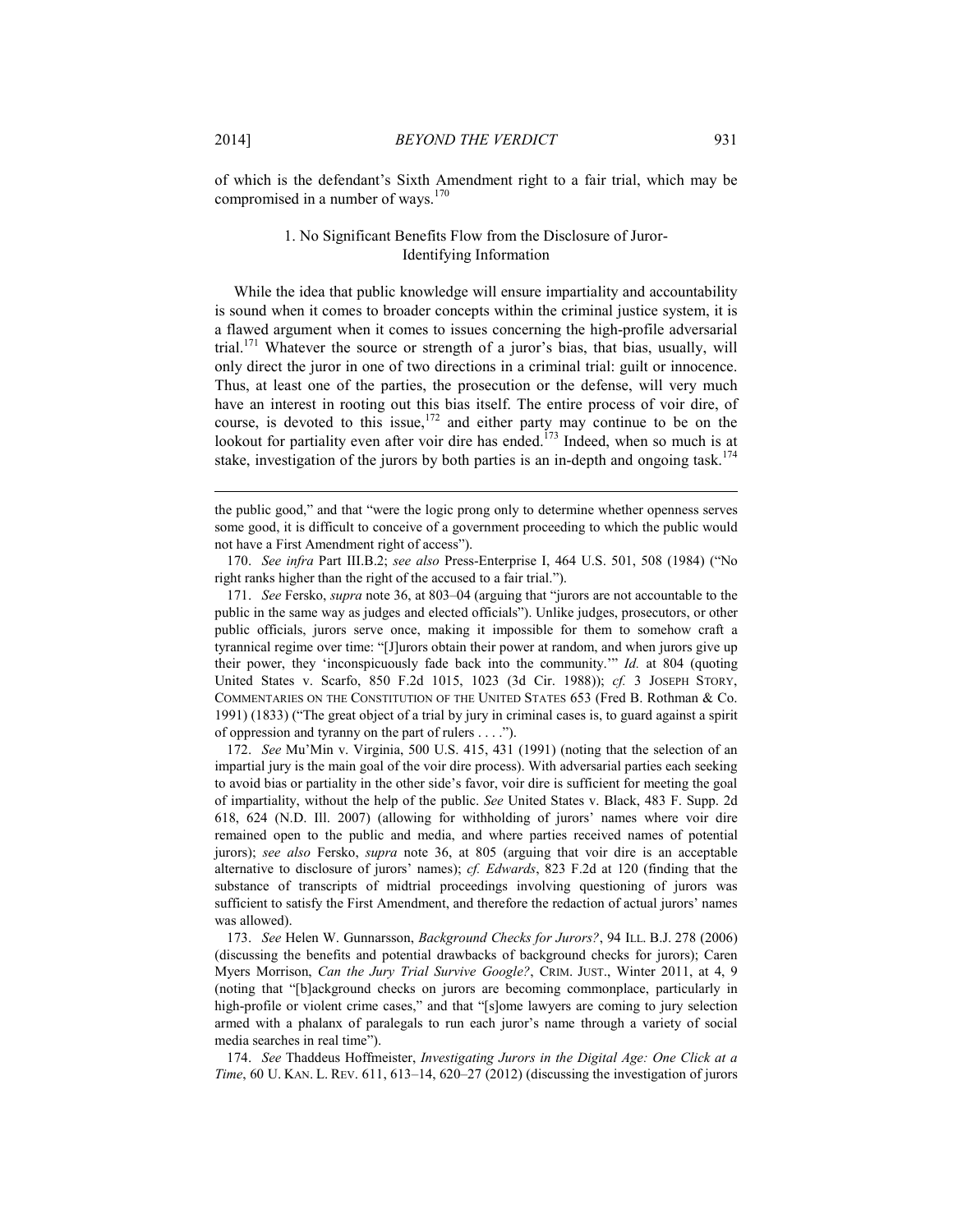of which is the defendant's Sixth Amendment right to a fair trial, which may be compromised in a number of ways.[170]

### 1. No Significant Benefits Flow from the Disclosure of Juror-Identifying Information

While the idea that public knowledge will ensure impartiality and accountability is sound when it comes to broader concepts within the criminal justice system, it is a flawed argument when it comes to issues concerning the high-profile adversarial trial.[171] Whatever the source or strength of a juror's bias, that bias, usually, will only direct the juror in one of two directions in a criminal trial: guilt or innocence. Thus, at least one of the parties, the prosecution or the defense, will very much have an interest in rooting out this bias itself. The entire process of voir dire, of course, is devoted to this issue,[172] and either party may continue to be on the lookout for partiality even after voir dire has ended.[173] Indeed, when so much is at stake, investigation of the jurors by both parties is an in-depth and ongoing task.[174]

---

the public good," and that "were the logic prong only to determine whether openness serves some good, it is difficult to conceive of a government proceeding to which the public would not have a First Amendment right of access").

170. *See infra* Part III.B.2; *see also* Press-Enterprise I, 464 U.S. 501, 508 (1984) ("No right ranks higher than the right of the accused to a fair trial.").

171. *See* Fersko, *supra* note 36, at 803–04 (arguing that "jurors are not accountable to the public in the same way as judges and elected officials"). Unlike judges, prosecutors, or other public officials, jurors serve once, making it impossible for them to somehow craft a tyrannical regime over time: "[J]urors obtain their power at random, and when jurors give up their power, they 'inconspicuously fade back into the community.'" *Id.* at 804 (quoting United States v. Scarfo, 850 F.2d 1015, 1023 (3d Cir. 1988)); *cf.* 3 JOSEPH STORY, COMMENTARIES ON THE CONSTITUTION OF THE UNITED STATES 653 (Fred B. Rothman & Co. 1991) (1833) ("The great object of a trial by jury in criminal cases is, to guard against a spirit of oppression and tyranny on the part of rulers . . . .").

172. *See* Mu'Min v. Virginia, 500 U.S. 415, 431 (1991) (noting that the selection of an impartial jury is the main goal of the voir dire process). With adversarial parties each seeking to avoid bias or partiality in the other side's favor, voir dire is sufficient for meeting the goal of impartiality, without the help of the public. *See* United States v. Black, 483 F. Supp. 2d 618, 624 (N.D. Ill. 2007) (allowing for withholding of jurors' names where voir dire remained open to the public and media, and where parties received names of potential jurors); *see also* Fersko, *supra* note 36, at 805 (arguing that voir dire is an acceptable alternative to disclosure of jurors' names); *cf. Edwards*, 823 F.2d at 120 (finding that the substance of transcripts of midtrial proceedings involving questioning of jurors was sufficient to satisfy the First Amendment, and therefore the redaction of actual jurors' names was allowed).

173. *See* Helen W. Gunnarsson, *Background Checks for Jurors?*, 94 ILL. B.J. 278 (2006) (discussing the benefits and potential drawbacks of background checks for jurors); Caren Myers Morrison, *Can the Jury Trial Survive Google?*, CRIM. JUST., Winter 2011, at 4, 9 (noting that "[b]ackground checks on jurors are becoming commonplace, particularly in high-profile or violent crime cases," and that "[s]ome lawyers are coming to jury selection armed with a phalanx of paralegals to run each juror's name through a variety of social media searches in real time").

174. *See* Thaddeus Hoffmeister, *Investigating Jurors in the Digital Age: One Click at a Time*, 60 U. KAN. L. REV. 611, 613–14, 620–27 (2012) (discussing the investigation of jurors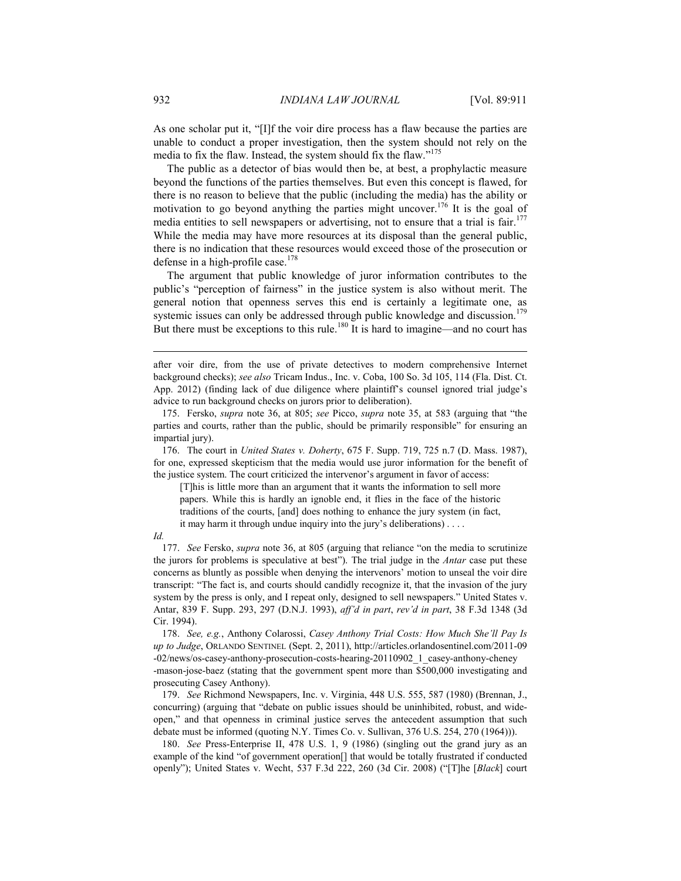As one scholar put it, "[I]f the voir dire process has a flaw because the parties are unable to conduct a proper investigation, then the system should not rely on the media to fix the flaw. Instead, the system should fix the flaw."[175]

The public as a detector of bias would then be, at best, a prophylactic measure beyond the functions of the parties themselves. But even this concept is flawed, for there is no reason to believe that the public (including the media) has the ability or motivation to go beyond anything the parties might uncover.[176] It is the goal of media entities to sell newspapers or advertising, not to ensure that a trial is fair.[177] While the media may have more resources at its disposal than the general public, there is no indication that these resources would exceed those of the prosecution or defense in a high-profile case.[178]

The argument that public knowledge of juror information contributes to the public's "perception of fairness" in the justice system is also without merit. The general notion that openness serves this end is certainly a legitimate one, as systemic issues can only be addressed through public knowledge and discussion.[179] But there must be exceptions to this rule.[180] It is hard to imagine—and no court has

---

after voir dire, from the use of private detectives to modern comprehensive Internet background checks); *see also* Tricam Indus., Inc. v. Coba, 100 So. 3d 105, 114 (Fla. Dist. Ct. App. 2012) (finding lack of due diligence where plaintiff's counsel ignored trial judge's advice to run background checks on jurors prior to deliberation).

175. Fersko, *supra* note 36, at 805; *see* Picco, *supra* note 35, at 583 (arguing that "the parties and courts, rather than the public, should be primarily responsible" for ensuring an impartial jury).

176. The court in *United States v. Doherty*, 675 F. Supp. 719, 725 n.7 (D. Mass. 1987), for one, expressed skepticism that the media would use juror information for the benefit of the justice system. The court criticized the intervenor's argument in favor of access:

> [T]his is little more than an argument that it wants the information to sell more papers. While this is hardly an ignoble end, it flies in the face of the historic traditions of the courts, [and] does nothing to enhance the jury system (in fact, it may harm it through undue inquiry into the jury's deliberations) . . . .

*Id.*

177. *See* Fersko, *supra* note 36, at 805 (arguing that reliance "on the media to scrutinize the jurors for problems is speculative at best"). The trial judge in the *Antar* case put these concerns as bluntly as possible when denying the intervenors' motion to unseal the voir dire transcript: "The fact is, and courts should candidly recognize it, that the invasion of the jury system by the press is only, and I repeat only, designed to sell newspapers." United States v. Antar, 839 F. Supp. 293, 297 (D.N.J. 1993), *aff'd in part*, *rev'd in part*, 38 F.3d 1348 (3d Cir. 1994).

178. *See, e.g.*, Anthony Colarossi, *Casey Anthony Trial Costs: How Much She'll Pay Is up to Judge*, ORLANDO SENTINEL (Sept. 2, 2011), http://articles.orlandosentinel.com/2011-09-02/news/os-casey-anthony-prosecution-costs-hearing-20110902_1_casey-anthony-cheney-mason-jose-baez (stating that the government spent more than $500,000 investigating and prosecuting Casey Anthony).

179. *See* Richmond Newspapers, Inc. v. Virginia, 448 U.S. 555, 587 (1980) (Brennan, J., concurring) (arguing that "debate on public issues should be uninhibited, robust, and wide-open," and that openness in criminal justice serves the antecedent assumption that such debate must be informed (quoting N.Y. Times Co. v. Sullivan, 376 U.S. 254, 270 (1964))).

180. *See* Press-Enterprise II, 478 U.S. 1, 9 (1986) (singling out the grand jury as an example of the kind "of government operation[] that would be totally frustrated if conducted openly"); United States v. Wecht, 537 F.3d 222, 260 (3d Cir. 2008) ("[T]he [*Black*] court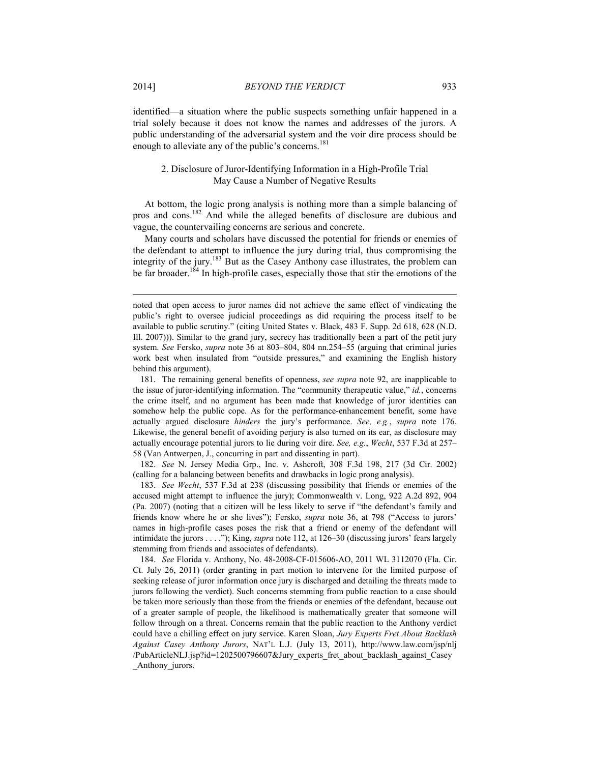identified—a situation where the public suspects something unfair happened in a trial solely because it does not know the names and addresses of the jurors. A public understanding of the adversarial system and the voir dire process should be enough to alleviate any of the public's concerns.[181]

### 2. Disclosure of Juror-Identifying Information in a High-Profile Trial May Cause a Number of Negative Results

At bottom, the logic prong analysis is nothing more than a simple balancing of pros and cons.[182] And while the alleged benefits of disclosure are dubious and vague, the countervailing concerns are serious and concrete.

Many courts and scholars have discussed the potential for friends or enemies of the defendant to attempt to influence the jury during trial, thus compromising the integrity of the jury.[183] But as the Casey Anthony case illustrates, the problem can be far broader.[184] In high-profile cases, especially those that stir the emotions of the

---

noted that open access to juror names did not achieve the same effect of vindicating the public's right to oversee judicial proceedings as did requiring the process itself to be available to public scrutiny." (citing United States v. Black, 483 F. Supp. 2d 618, 628 (N.D. Ill. 2007))). Similar to the grand jury, secrecy has traditionally been a part of the petit jury system. *See* Fersko, *supra* note 36 at 803–804, 804 nn.254–55 (arguing that criminal juries work best when insulated from "outside pressures," and examining the English history behind this argument).

181. The remaining general benefits of openness, *see supra* note 92, are inapplicable to the issue of juror-identifying information. The "community therapeutic value," *id.*, concerns the crime itself, and no argument has been made that knowledge of juror identities can somehow help the public cope. As for the performance-enhancement benefit, some have actually argued disclosure *hinders* the jury's performance. *See, e.g.*, *supra* note 176. Likewise, the general benefit of avoiding perjury is also turned on its ear, as disclosure may actually encourage potential jurors to lie during voir dire. *See, e.g.*, *Wecht*, 537 F.3d at 257–58 (Van Antwerpen, J., concurring in part and dissenting in part).

182. *See* N. Jersey Media Grp., Inc. v. Ashcroft, 308 F.3d 198, 217 (3d Cir. 2002) (calling for a balancing between benefits and drawbacks in logic prong analysis).

183. *See Wecht*, 537 F.3d at 238 (discussing possibility that friends or enemies of the accused might attempt to influence the jury); Commonwealth v. Long, 922 A.2d 892, 904 (Pa. 2007) (noting that a citizen will be less likely to serve if "the defendant's family and friends know where he or she lives"); Fersko, *supra* note 36, at 798 ("Access to jurors' names in high-profile cases poses the risk that a friend or enemy of the defendant will intimidate the jurors . . . ."); King, *supra* note 112, at 126–30 (discussing jurors' fears largely stemming from friends and associates of defendants).

184. *See* Florida v. Anthony, No. 48-2008-CF-015606-AO, 2011 WL 3112070 (Fla. Cir. Ct. July 26, 2011) (order granting in part motion to intervene for the limited purpose of seeking release of juror information once jury is discharged and detailing the threats made to jurors following the verdict). Such concerns stemming from public reaction to a case should be taken more seriously than those from the friends or enemies of the defendant, because out of a greater sample of people, the likelihood is mathematically greater that someone will follow through on a threat. Concerns remain that the public reaction to the Anthony verdict could have a chilling effect on jury service. Karen Sloan, *Jury Experts Fret About Backlash Against Casey Anthony Jurors*, NAT'L L.J. (July 13, 2011), http://www.law.com/jsp/nlj/PubArticleNLJ.jsp?id=1202500796607&Jury_experts_fret_about_backlash_against_Casey_Anthony_jurors.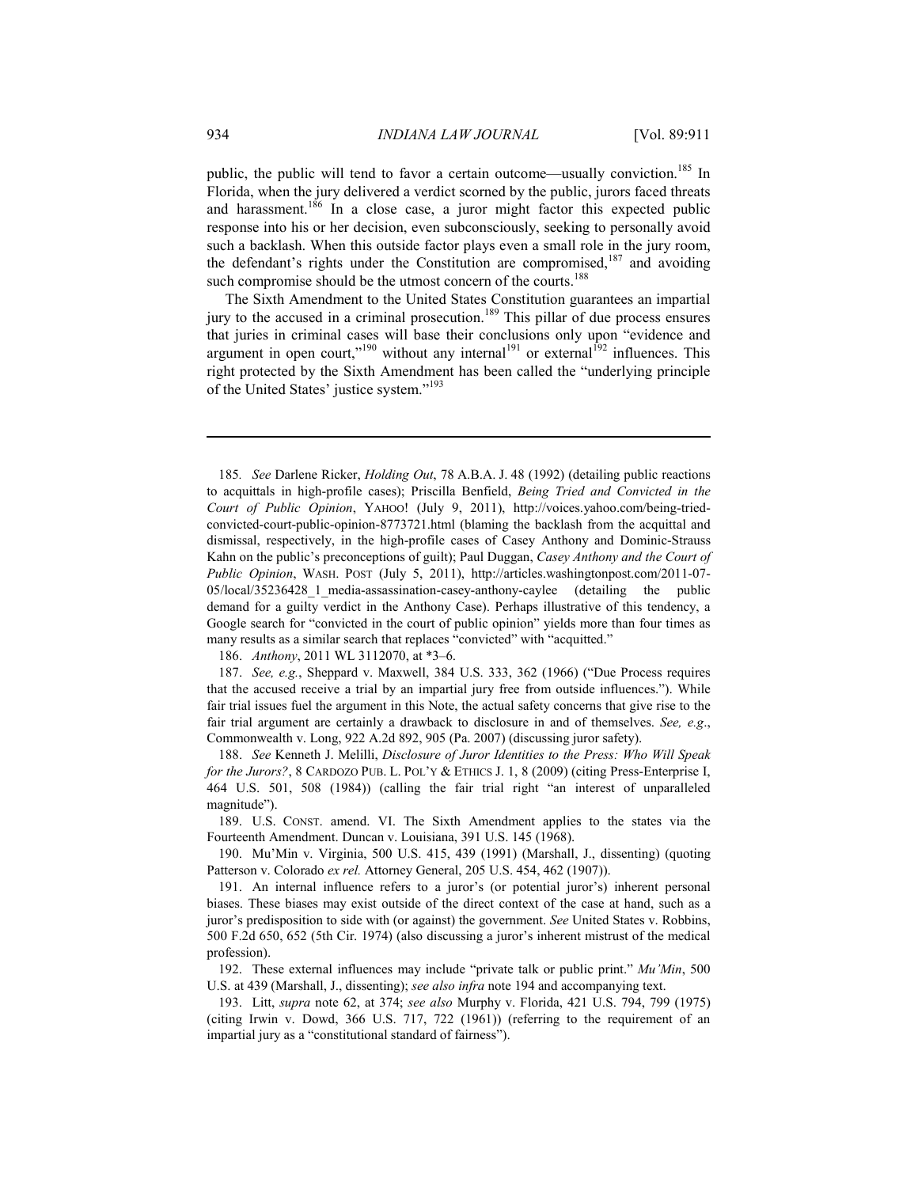public, the public will tend to favor a certain outcome—usually conviction.[185] In Florida, when the jury delivered a verdict scorned by the public, jurors faced threats and harassment.[186] In a close case, a juror might factor this expected public response into his or her decision, even subconsciously, seeking to personally avoid such a backlash. When this outside factor plays even a small role in the jury room, the defendant's rights under the Constitution are compromised,[187] and avoiding such compromise should be the utmost concern of the courts.[188]

The Sixth Amendment to the United States Constitution guarantees an impartial jury to the accused in a criminal prosecution.[189] This pillar of due process ensures that juries in criminal cases will base their conclusions only upon "evidence and argument in open court,"[190] without any internal[191] or external[192] influences. This right protected by the Sixth Amendment has been called the "underlying principle of the United States' justice system."[193]

---

185. *See* Darlene Ricker, *Holding Out*, 78 A.B.A. J. 48 (1992) (detailing public reactions to acquittals in high-profile cases); Priscilla Benfield, *Being Tried and Convicted in the Court of Public Opinion*, YAHOO! (July 9, 2011), http://voices.yahoo.com/being-tried-convicted-court-public-opinion-8773721.html (blaming the backlash from the acquittal and dismissal, respectively, in the high-profile cases of Casey Anthony and Dominic-Strauss Kahn on the public's preconceptions of guilt); Paul Duggan, *Casey Anthony and the Court of Public Opinion*, WASH. POST (July 5, 2011), http://articles.washingtonpost.com/2011-07-05/local/35236428_1_media-assassination-casey-anthony-caylee (detailing the public demand for a guilty verdict in the Anthony Case). Perhaps illustrative of this tendency, a Google search for "convicted in the court of public opinion" yields more than four times as many results as a similar search that replaces "convicted" with "acquitted."

186. *Anthony*, 2011 WL 3112070, at *3–6.

187. *See, e.g.*, Sheppard v. Maxwell, 384 U.S. 333, 362 (1966) ("Due Process requires that the accused receive a trial by an impartial jury free from outside influences."). While fair trial issues fuel the argument in this Note, the actual safety concerns that give rise to the fair trial argument are certainly a drawback to disclosure in and of themselves. *See, e.g*., Commonwealth v. Long, 922 A.2d 892, 905 (Pa. 2007) (discussing juror safety).

188. *See* Kenneth J. Melilli, *Disclosure of Juror Identities to the Press: Who Will Speak for the Jurors?*, 8 CARDOZO PUB. L. POL'Y & ETHICS J. 1, 8 (2009) (citing Press-Enterprise I, 464 U.S. 501, 508 (1984)) (calling the fair trial right "an interest of unparalleled magnitude").

189. U.S. CONST. amend. VI. The Sixth Amendment applies to the states via the Fourteenth Amendment. Duncan v. Louisiana, 391 U.S. 145 (1968).

190. Mu'Min v. Virginia, 500 U.S. 415, 439 (1991) (Marshall, J., dissenting) (quoting Patterson v. Colorado *ex rel.* Attorney General, 205 U.S. 454, 462 (1907)).

191. An internal influence refers to a juror's (or potential juror's) inherent personal biases. These biases may exist outside of the direct context of the case at hand, such as a juror's predisposition to side with (or against) the government. *See* United States v. Robbins, 500 F.2d 650, 652 (5th Cir. 1974) (also discussing a juror's inherent mistrust of the medical profession).

192. These external influences may include "private talk or public print." *Mu'Min*, 500 U.S. at 439 (Marshall, J., dissenting); *see also infra* note 194 and accompanying text.

193. Litt, *supra* note 62, at 374; *see also* Murphy v. Florida, 421 U.S. 794, 799 (1975) (citing Irwin v. Dowd, 366 U.S. 717, 722 (1961)) (referring to the requirement of an impartial jury as a "constitutional standard of fairness").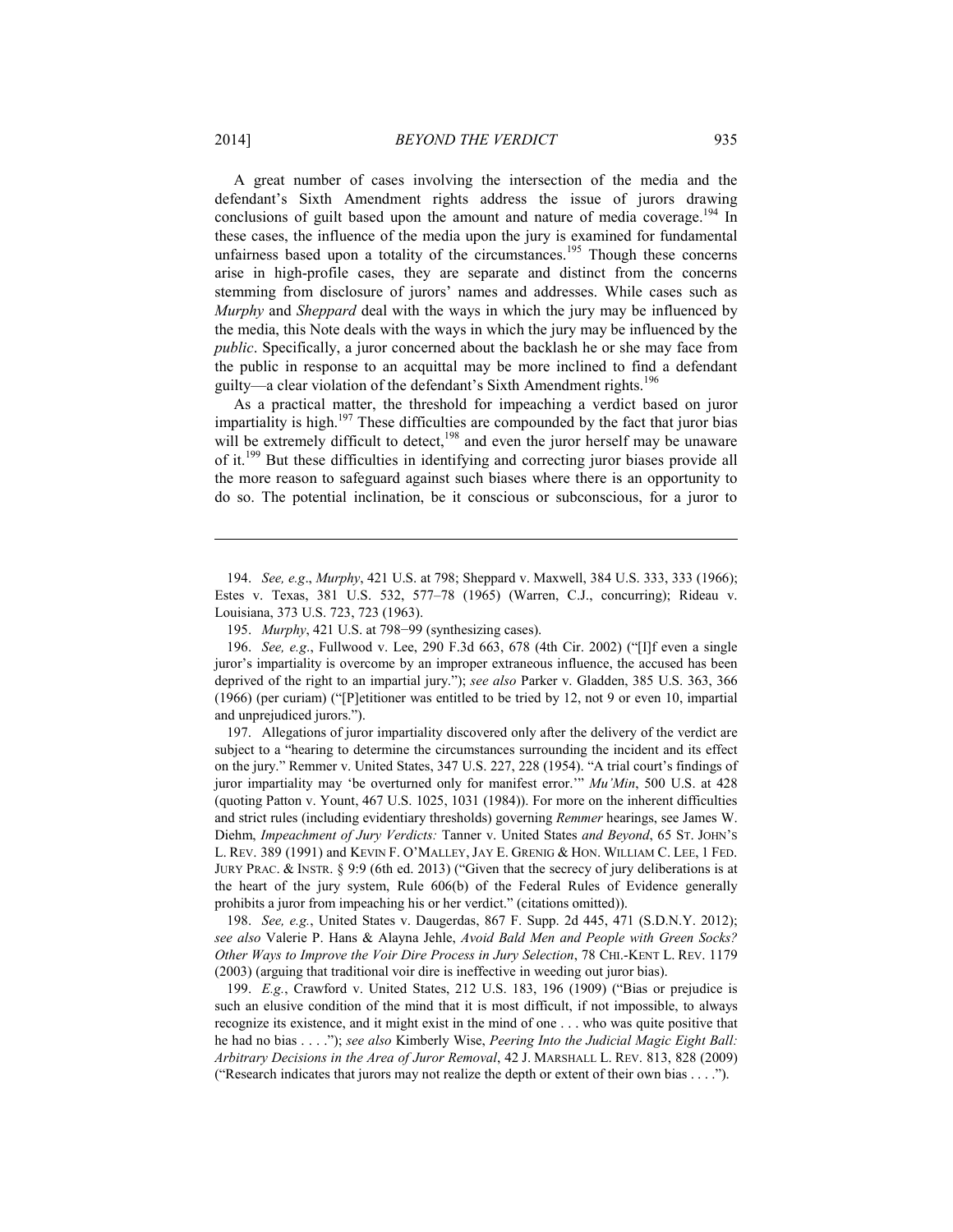A great number of cases involving the intersection of the media and the defendant's Sixth Amendment rights address the issue of jurors drawing conclusions of guilt based upon the amount and nature of media coverage.[194] In these cases, the influence of the media upon the jury is examined for fundamental unfairness based upon a totality of the circumstances.[195] Though these concerns arise in high-profile cases, they are separate and distinct from the concerns stemming from disclosure of jurors' names and addresses. While cases such as *Murphy* and *Sheppard* deal with the ways in which the jury may be influenced by the media, this Note deals with the ways in which the jury may be influenced by the *public*. Specifically, a juror concerned about the backlash he or she may face from the public in response to an acquittal may be more inclined to find a defendant guilty—a clear violation of the defendant's Sixth Amendment rights.[196]

As a practical matter, the threshold for impeaching a verdict based on juror impartiality is high.[197] These difficulties are compounded by the fact that juror bias will be extremely difficult to detect,[198] and even the juror herself may be unaware of it.[199] But these difficulties in identifying and correcting juror biases provide all the more reason to safeguard against such biases where there is an opportunity to do so. The potential inclination, be it conscious or subconscious, for a juror to

---

194. *See, e.g*., *Murphy*, 421 U.S. at 798; Sheppard v. Maxwell, 384 U.S. 333, 333 (1966); Estes v. Texas, 381 U.S. 532, 577–78 (1965) (Warren, C.J., concurring); Rideau v. Louisiana, 373 U.S. 723, 723 (1963).

195. *Murphy*, 421 U.S. at 798−99 (synthesizing cases).

196. *See, e.g*., Fullwood v. Lee, 290 F.3d 663, 678 (4th Cir. 2002) ("[I]f even a single juror's impartiality is overcome by an improper extraneous influence, the accused has been deprived of the right to an impartial jury."); *see also* Parker v. Gladden, 385 U.S. 363, 366 (1966) (per curiam) ("[P]etitioner was entitled to be tried by 12, not 9 or even 10, impartial and unprejudiced jurors.").

197. Allegations of juror impartiality discovered only after the delivery of the verdict are subject to a "hearing to determine the circumstances surrounding the incident and its effect on the jury." Remmer v. United States, 347 U.S. 227, 228 (1954). "A trial court's findings of juror impartiality may 'be overturned only for manifest error.'" *Mu'Min*, 500 U.S. at 428 (quoting Patton v. Yount, 467 U.S. 1025, 1031 (1984)). For more on the inherent difficulties and strict rules (including evidentiary thresholds) governing *Remmer* hearings, see James W. Diehm, *Impeachment of Jury Verdicts:* Tanner v. United States *and Beyond*, 65 ST. JOHN'S L. REV. 389 (1991) and KEVIN F. O'MALLEY, JAY E. GRENIG & HON. WILLIAM C. LEE, 1 FED. JURY PRAC. & INSTR. § 9:9 (6th ed. 2013) ("Given that the secrecy of jury deliberations is at the heart of the jury system, Rule 606(b) of the Federal Rules of Evidence generally prohibits a juror from impeaching his or her verdict." (citations omitted)).

198. *See, e.g.*, United States v. Daugerdas, 867 F. Supp. 2d 445, 471 (S.D.N.Y. 2012); *see also* Valerie P. Hans & Alayna Jehle, *Avoid Bald Men and People with Green Socks? Other Ways to Improve the Voir Dire Process in Jury Selection*, 78 CHI.-KENT L. REV. 1179 (2003) (arguing that traditional voir dire is ineffective in weeding out juror bias).

199. *E.g.*, Crawford v. United States, 212 U.S. 183, 196 (1909) ("Bias or prejudice is such an elusive condition of the mind that it is most difficult, if not impossible, to always recognize its existence, and it might exist in the mind of one . . . who was quite positive that he had no bias . . . ."); *see also* Kimberly Wise, *Peering Into the Judicial Magic Eight Ball: Arbitrary Decisions in the Area of Juror Removal*, 42 J. MARSHALL L. REV. 813, 828 (2009) ("Research indicates that jurors may not realize the depth or extent of their own bias . . . .").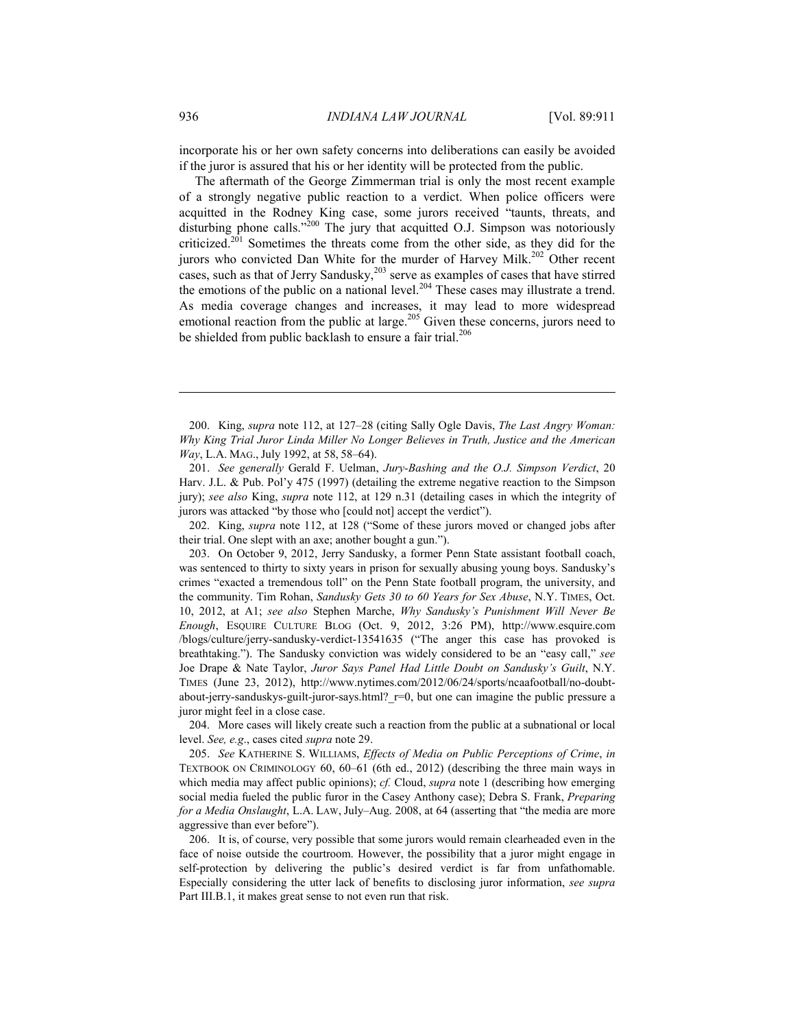incorporate his or her own safety concerns into deliberations can easily be avoided if the juror is assured that his or her identity will be protected from the public.

The aftermath of the George Zimmerman trial is only the most recent example of a strongly negative public reaction to a verdict. When police officers were acquitted in the Rodney King case, some jurors received "taunts, threats, and disturbing phone calls."[200] The jury that acquitted O.J. Simpson was notoriously criticized.[201] Sometimes the threats come from the other side, as they did for the jurors who convicted Dan White for the murder of Harvey Milk.[202] Other recent cases, such as that of Jerry Sandusky,[203] serve as examples of cases that have stirred the emotions of the public on a national level.[204] These cases may illustrate a trend. As media coverage changes and increases, it may lead to more widespread emotional reaction from the public at large.[205] Given these concerns, jurors need to be shielded from public backlash to ensure a fair trial.[206]

---

200. King, *supra* note 112, at 127–28 (citing Sally Ogle Davis, *The Last Angry Woman: Why King Trial Juror Linda Miller No Longer Believes in Truth, Justice and the American Way*, L.A. MAG., July 1992, at 58, 58–64).

201. *See generally* Gerald F. Uelman, *Jury-Bashing and the O.J. Simpson Verdict*, 20 Harv. J.L. & Pub. Pol'y 475 (1997) (detailing the extreme negative reaction to the Simpson jury); *see also* King, *supra* note 112, at 129 n.31 (detailing cases in which the integrity of jurors was attacked "by those who [could not] accept the verdict").

202. King, *supra* note 112, at 128 ("Some of these jurors moved or changed jobs after their trial. One slept with an axe; another bought a gun.").

203. On October 9, 2012, Jerry Sandusky, a former Penn State assistant football coach, was sentenced to thirty to sixty years in prison for sexually abusing young boys. Sandusky's crimes "exacted a tremendous toll" on the Penn State football program, the university, and the community. Tim Rohan, *Sandusky Gets 30 to 60 Years for Sex Abuse*, N.Y. TIMES, Oct. 10, 2012, at A1; *see also* Stephen Marche, *Why Sandusky's Punishment Will Never Be Enough*, ESQUIRE CULTURE BLOG (Oct. 9, 2012, 3:26 PM), http://www.esquire.com/blogs/culture/jerry-sandusky-verdict-13541635 ("The anger this case has provoked is breathtaking."). The Sandusky conviction was widely considered to be an "easy call," *see* Joe Drape & Nate Taylor, *Juror Says Panel Had Little Doubt on Sandusky's Guilt*, N.Y. TIMES (June 23, 2012), http://www.nytimes.com/2012/06/24/sports/ncaafootball/no-doubt-about-jerry-sanduskys-guilt-juror-says.html?_r=0, but one can imagine the public pressure a juror might feel in a close case.

204. More cases will likely create such a reaction from the public at a subnational or local level. *See, e.g.*, cases cited *supra* note 29.

205. *See* KATHERINE S. WILLIAMS, *Effects of Media on Public Perceptions of Crime*, *in* TEXTBOOK ON CRIMINOLOGY 60, 60–61 (6th ed., 2012) (describing the three main ways in which media may affect public opinions); *cf.* Cloud, *supra* note 1 (describing how emerging social media fueled the public furor in the Casey Anthony case); Debra S. Frank, *Preparing for a Media Onslaught*, L.A. LAW, July–Aug. 2008, at 64 (asserting that "the media are more aggressive than ever before").

206. It is, of course, very possible that some jurors would remain clearheaded even in the face of noise outside the courtroom. However, the possibility that a juror might engage in self-protection by delivering the public's desired verdict is far from unfathomable. Especially considering the utter lack of benefits to disclosing juror information, *see supra* Part III.B.1, it makes great sense to not even run that risk.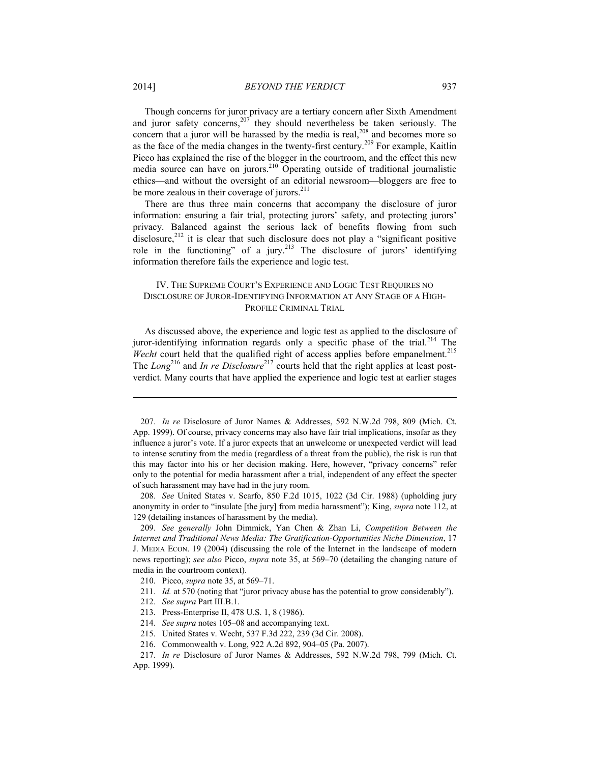Though concerns for juror privacy are a tertiary concern after Sixth Amendment and juror safety concerns,[207] they should nevertheless be taken seriously. The concern that a juror will be harassed by the media is real,[208] and becomes more so as the face of the media changes in the twenty-first century.[209] For example, Kaitlin Picco has explained the rise of the blogger in the courtroom, and the effect this new media source can have on jurors.[210] Operating outside of traditional journalistic ethics—and without the oversight of an editorial newsroom—bloggers are free to be more zealous in their coverage of jurors.[211]

There are thus three main concerns that accompany the disclosure of juror information: ensuring a fair trial, protecting jurors' safety, and protecting jurors' privacy. Balanced against the serious lack of benefits flowing from such disclosure,[212] it is clear that such disclosure does not play a "significant positive role in the functioning" of a jury.[213] The disclosure of jurors' identifying information therefore fails the experience and logic test.

## IV. The Supreme Court's Experience and Logic Test Requires no Disclosure of Juror-Identifying Information at Any Stage of a High-Profile Criminal Trial

As discussed above, the experience and logic test as applied to the disclosure of juror-identifying information regards only a specific phase of the trial.[214] The *Wecht* court held that the qualified right of access applies before empanelment.[215] The *Long*[216] and *In re Disclosure*[217] courts held that the right applies at least post-verdict. Many courts that have applied the experience and logic test at earlier stages

---

207. *In re* Disclosure of Juror Names & Addresses, 592 N.W.2d 798, 809 (Mich. Ct. App. 1999). Of course, privacy concerns may also have fair trial implications, insofar as they influence a juror's vote. If a juror expects that an unwelcome or unexpected verdict will lead to intense scrutiny from the media (regardless of a threat from the public), the risk is run that this may factor into his or her decision making. Here, however, "privacy concerns" refer only to the potential for media harassment after a trial, independent of any effect the specter of such harassment may have had in the jury room.

208. *See* United States v. Scarfo, 850 F.2d 1015, 1022 (3d Cir. 1988) (upholding jury anonymity in order to "insulate [the jury] from media harassment"); King, *supra* note 112, at 129 (detailing instances of harassment by the media).

209. *See generally* John Dimmick, Yan Chen & Zhan Li, *Competition Between the Internet and Traditional News Media: The Gratification-Opportunities Niche Dimension*, 17 J. MEDIA ECON. 19 (2004) (discussing the role of the Internet in the landscape of modern news reporting); *see also* Picco, *supra* note 35, at 569–70 (detailing the changing nature of media in the courtroom context).

210. Picco, *supra* note 35, at 569–71.

211. *Id.* at 570 (noting that "juror privacy abuse has the potential to grow considerably").

212. *See supra* Part III.B.1.

213. Press-Enterprise II, 478 U.S. 1, 8 (1986).

214. *See supra* notes 105–08 and accompanying text.

215. United States v. Wecht, 537 F.3d 222, 239 (3d Cir. 2008).

216. Commonwealth v. Long, 922 A.2d 892, 904–05 (Pa. 2007).

217. *In re* Disclosure of Juror Names & Addresses, 592 N.W.2d 798, 799 (Mich. Ct. App. 1999).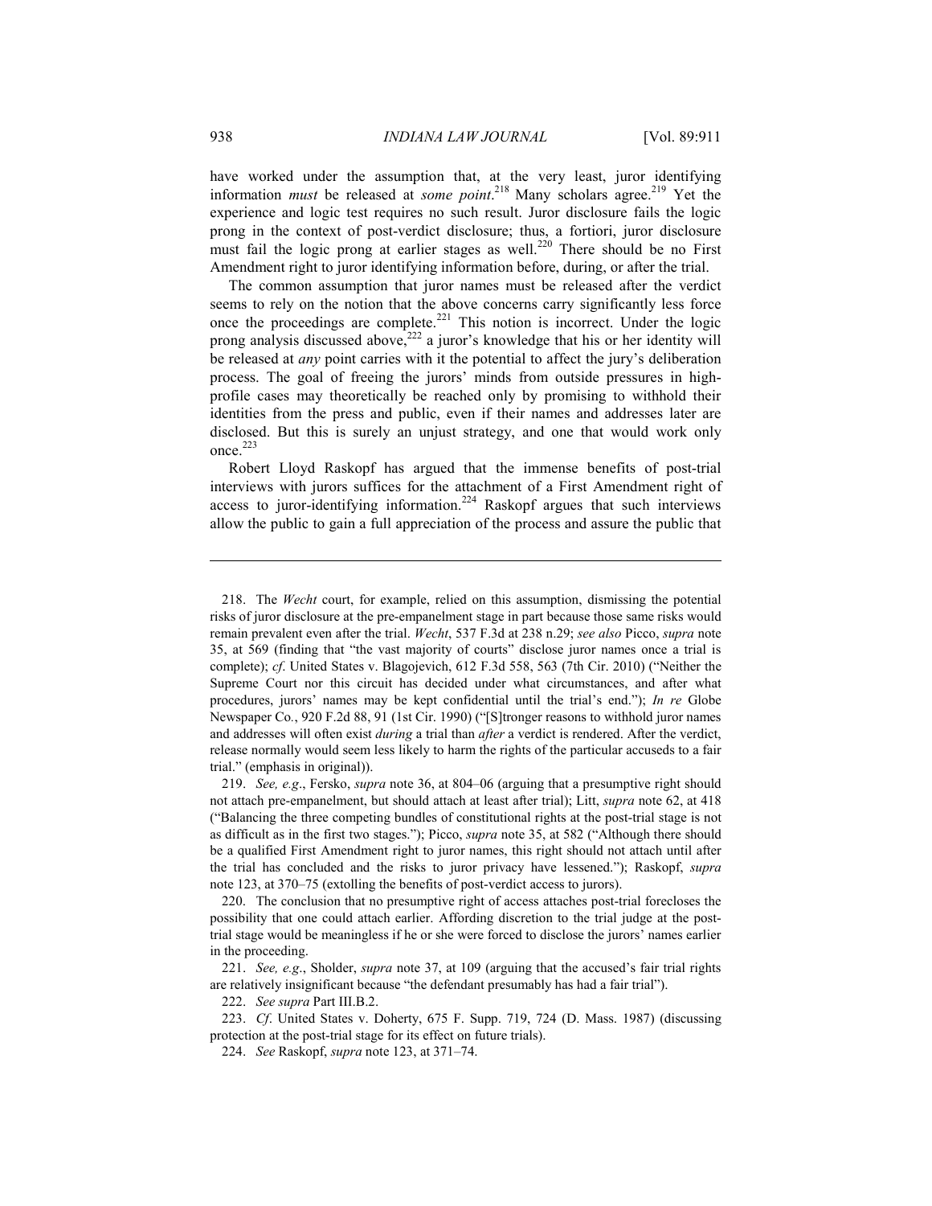have worked under the assumption that, at the very least, juror identifying information *must* be released at *some point*.[218] Many scholars agree.[219] Yet the experience and logic test requires no such result. Juror disclosure fails the logic prong in the context of post-verdict disclosure; thus, a fortiori, juror disclosure must fail the logic prong at earlier stages as well.[220] There should be no First Amendment right to juror identifying information before, during, or after the trial.

The common assumption that juror names must be released after the verdict seems to rely on the notion that the above concerns carry significantly less force once the proceedings are complete.[221] This notion is incorrect. Under the logic prong analysis discussed above,[222] a juror's knowledge that his or her identity will be released at *any* point carries with it the potential to affect the jury's deliberation process. The goal of freeing the jurors' minds from outside pressures in high-profile cases may theoretically be reached only by promising to withhold their identities from the press and public, even if their names and addresses later are disclosed. But this is surely an unjust strategy, and one that would work only once.[223]

Robert Lloyd Raskopf has argued that the immense benefits of post-trial interviews with jurors suffices for the attachment of a First Amendment right of access to juror-identifying information.[224] Raskopf argues that such interviews allow the public to gain a full appreciation of the process and assure the public that

---

218. The *Wecht* court, for example, relied on this assumption, dismissing the potential risks of juror disclosure at the pre-empanelment stage in part because those same risks would remain prevalent even after the trial. *Wecht*, 537 F.3d at 238 n.29; *see also* Picco, *supra* note 35, at 569 (finding that "the vast majority of courts" disclose juror names once a trial is complete); *cf*. United States v. Blagojevich, 612 F.3d 558, 563 (7th Cir. 2010) ("Neither the Supreme Court nor this circuit has decided under what circumstances, and after what procedures, jurors' names may be kept confidential until the trial's end."); *In re* Globe Newspaper Co., 920 F.2d 88, 91 (1st Cir. 1990) ("[S]tronger reasons to withhold juror names and addresses will often exist *during* a trial than *after* a verdict is rendered. After the verdict, release normally would seem less likely to harm the rights of the particular accuseds to a fair trial." (emphasis in original)).

219. *See, e.g*., Fersko, *supra* note 36, at 804–06 (arguing that a presumptive right should not attach pre-empanelment, but should attach at least after trial); Litt, *supra* note 62, at 418 ("Balancing the three competing bundles of constitutional rights at the post-trial stage is not as difficult as in the first two stages."); Picco, *supra* note 35, at 582 ("Although there should be a qualified First Amendment right to juror names, this right should not attach until after the trial has concluded and the risks to juror privacy have lessened."); Raskopf, *supra* note 123, at 370–75 (extolling the benefits of post-verdict access to jurors).

220. The conclusion that no presumptive right of access attaches post-trial forecloses the possibility that one could attach earlier. Affording discretion to the trial judge at the post-trial stage would be meaningless if he or she were forced to disclose the jurors' names earlier in the proceeding.

221. *See, e.g*., Sholder, *supra* note 37, at 109 (arguing that the accused's fair trial rights are relatively insignificant because "the defendant presumably has had a fair trial").

222. *See supra* Part III.B.2.

223. *Cf*. United States v. Doherty, 675 F. Supp. 719, 724 (D. Mass. 1987) (discussing protection at the post-trial stage for its effect on future trials).

224. *See* Raskopf, *supra* note 123, at 371–74.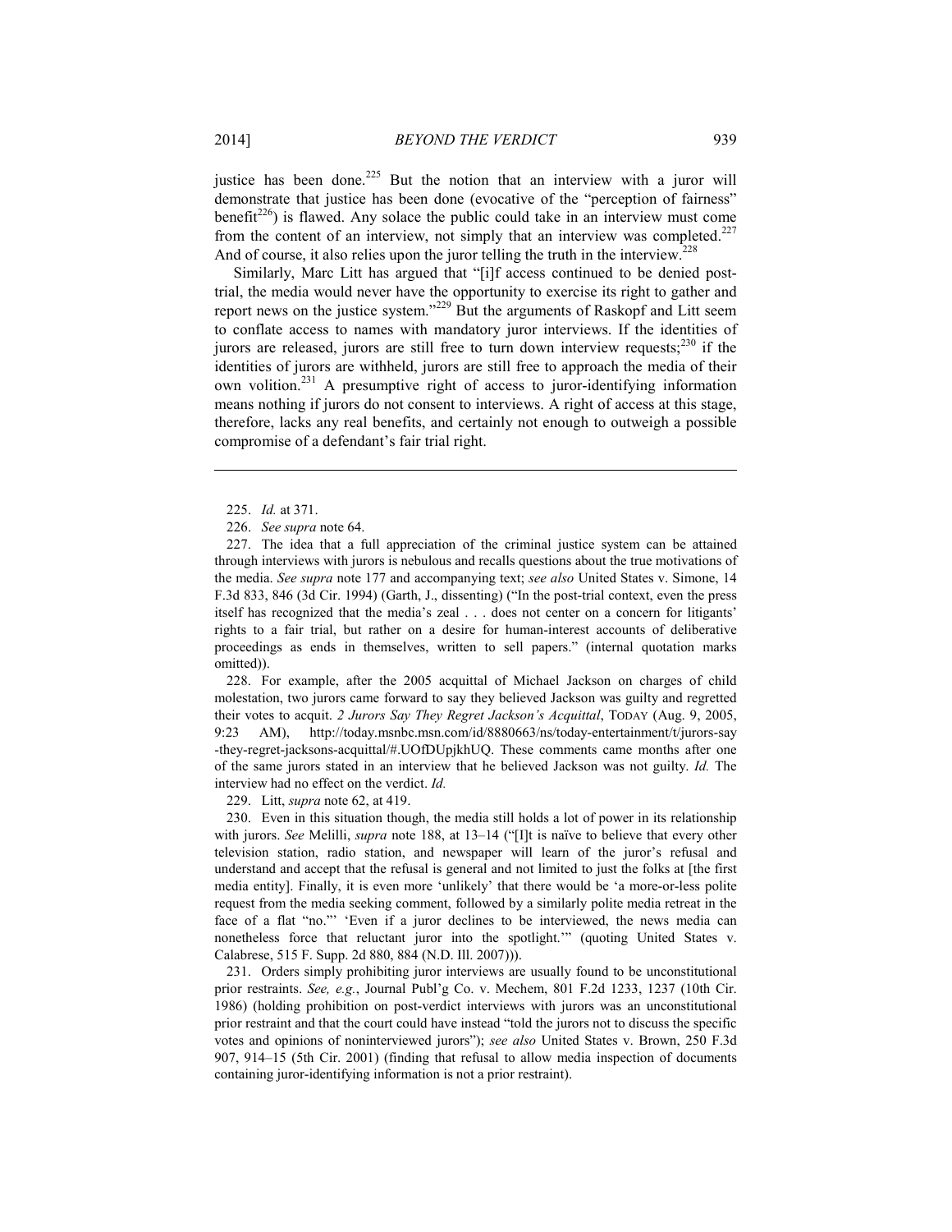justice has been done.[225] But the notion that an interview with a juror will demonstrate that justice has been done (evocative of the "perception of fairness" benefit[226]) is flawed. Any solace the public could take in an interview must come from the content of an interview, not simply that an interview was completed.[227] And of course, it also relies upon the juror telling the truth in the interview.[228]

Similarly, Marc Litt has argued that "[i]f access continued to be denied post-trial, the media would never have the opportunity to exercise its right to gather and report news on the justice system."[229] But the arguments of Raskopf and Litt seem to conflate access to names with mandatory juror interviews. If the identities of jurors are released, jurors are still free to turn down interview requests;[230] if the identities of jurors are withheld, jurors are still free to approach the media of their own volition.[231] A presumptive right of access to juror-identifying information means nothing if jurors do not consent to interviews. A right of access at this stage, therefore, lacks any real benefits, and certainly not enough to outweigh a possible compromise of a defendant's fair trial right.

---

225. *Id.* at 371.

226. *See supra* note 64.

227. The idea that a full appreciation of the criminal justice system can be attained through interviews with jurors is nebulous and recalls questions about the true motivations of the media. *See supra* note 177 and accompanying text; *see also* United States v. Simone, 14 F.3d 833, 846 (3d Cir. 1994) (Garth, J., dissenting) ("In the post-trial context, even the press itself has recognized that the media's zeal . . . does not center on a concern for litigants' rights to a fair trial, but rather on a desire for human-interest accounts of deliberative proceedings as ends in themselves, written to sell papers." (internal quotation marks omitted)).

228. For example, after the 2005 acquittal of Michael Jackson on charges of child molestation, two jurors came forward to say they believed Jackson was guilty and regretted their votes to acquit. *2 Jurors Say They Regret Jackson's Acquittal*, TODAY (Aug. 9, 2005, 9:23 AM), http://today.msnbc.msn.com/id/8880663/ns/today-entertainment/t/jurors-say-they-regret-jacksons-acquittal/#.UOfDUpjkhUQ. These comments came months after one of the same jurors stated in an interview that he believed Jackson was not guilty. *Id.* The interview had no effect on the verdict. *Id.*

229. Litt, *supra* note 62, at 419.

230. Even in this situation though, the media still holds a lot of power in its relationship with jurors. *See* Melilli, *supra* note 188, at 13–14 ("[I]t is naïve to believe that every other television station, radio station, and newspaper will learn of the juror's refusal and understand and accept that the refusal is general and not limited to just the folks at [the first media entity]. Finally, it is even more 'unlikely' that there would be 'a more-or-less polite request from the media seeking comment, followed by a similarly polite media retreat in the face of a flat "no."' 'Even if a juror declines to be interviewed, the news media can nonetheless force that reluctant juror into the spotlight.'" (quoting United States v. Calabrese, 515 F. Supp. 2d 880, 884 (N.D. Ill. 2007))).

231. Orders simply prohibiting juror interviews are usually found to be unconstitutional prior restraints. *See, e.g.*, Journal Publ'g Co. v. Mechem, 801 F.2d 1233, 1237 (10th Cir. 1986) (holding prohibition on post-verdict interviews with jurors was an unconstitutional prior restraint and that the court could have instead "told the jurors not to discuss the specific votes and opinions of noninterviewed jurors"); *see also* United States v. Brown, 250 F.3d 907, 914–15 (5th Cir. 2001) (finding that refusal to allow media inspection of documents containing juror-identifying information is not a prior restraint).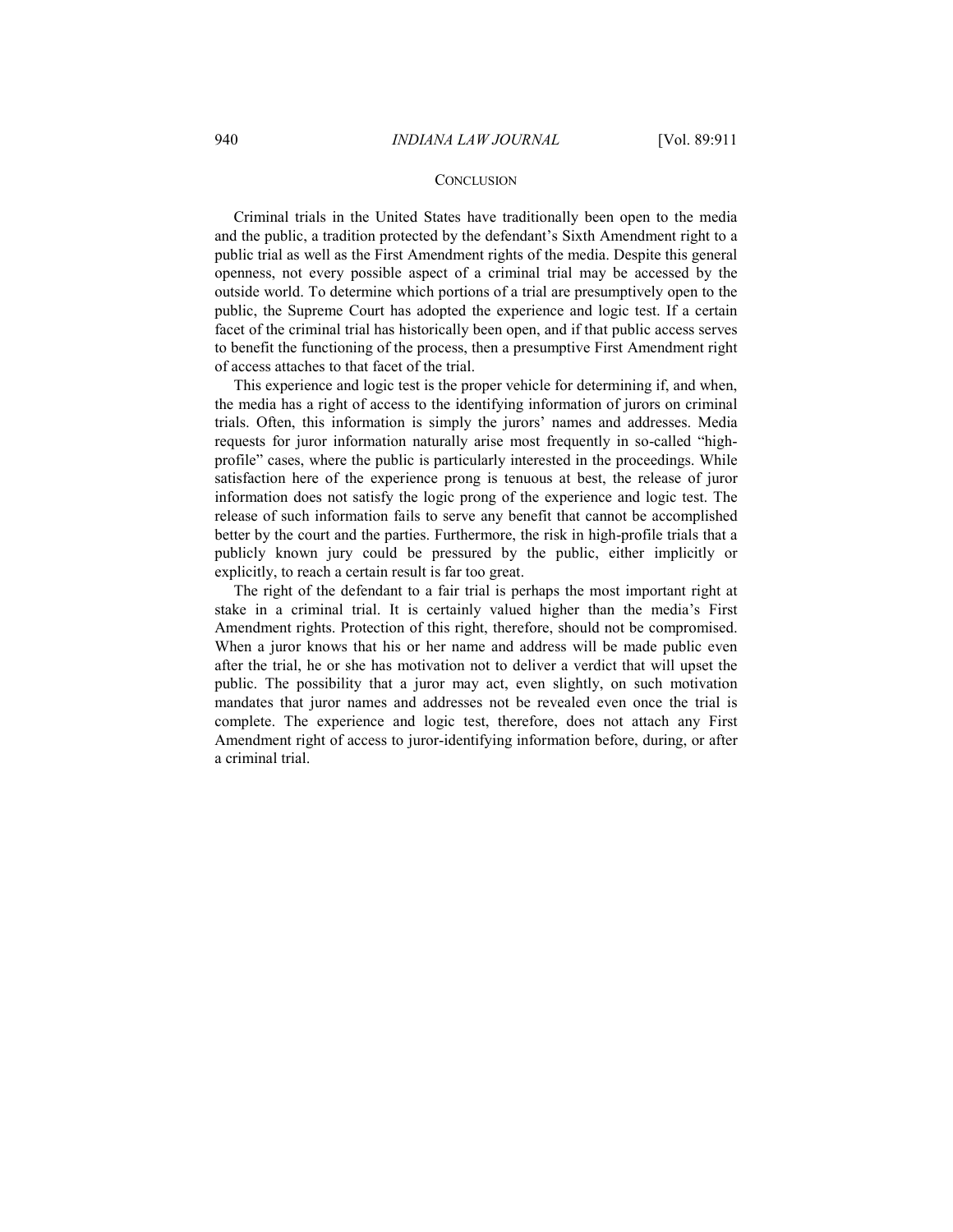## CONCLUSION

Criminal trials in the United States have traditionally been open to the media and the public, a tradition protected by the defendant's Sixth Amendment right to a public trial as well as the First Amendment rights of the media. Despite this general openness, not every possible aspect of a criminal trial may be accessed by the outside world. To determine which portions of a trial are presumptively open to the public, the Supreme Court has adopted the experience and logic test. If a certain facet of the criminal trial has historically been open, and if that public access serves to benefit the functioning of the process, then a presumptive First Amendment right of access attaches to that facet of the trial.

This experience and logic test is the proper vehicle for determining if, and when, the media has a right of access to the identifying information of jurors on criminal trials. Often, this information is simply the jurors' names and addresses. Media requests for juror information naturally arise most frequently in so-called "high-profile" cases, where the public is particularly interested in the proceedings. While satisfaction here of the experience prong is tenuous at best, the release of juror information does not satisfy the logic prong of the experience and logic test. The release of such information fails to serve any benefit that cannot be accomplished better by the court and the parties. Furthermore, the risk in high-profile trials that a publicly known jury could be pressured by the public, either implicitly or explicitly, to reach a certain result is far too great.

The right of the defendant to a fair trial is perhaps the most important right at stake in a criminal trial. It is certainly valued higher than the media's First Amendment rights. Protection of this right, therefore, should not be compromised. When a juror knows that his or her name and address will be made public even after the trial, he or she has motivation not to deliver a verdict that will upset the public. The possibility that a juror may act, even slightly, on such motivation mandates that juror names and addresses not be revealed even once the trial is complete. The experience and logic test, therefore, does not attach any First Amendment right of access to juror-identifying information before, during, or after a criminal trial.